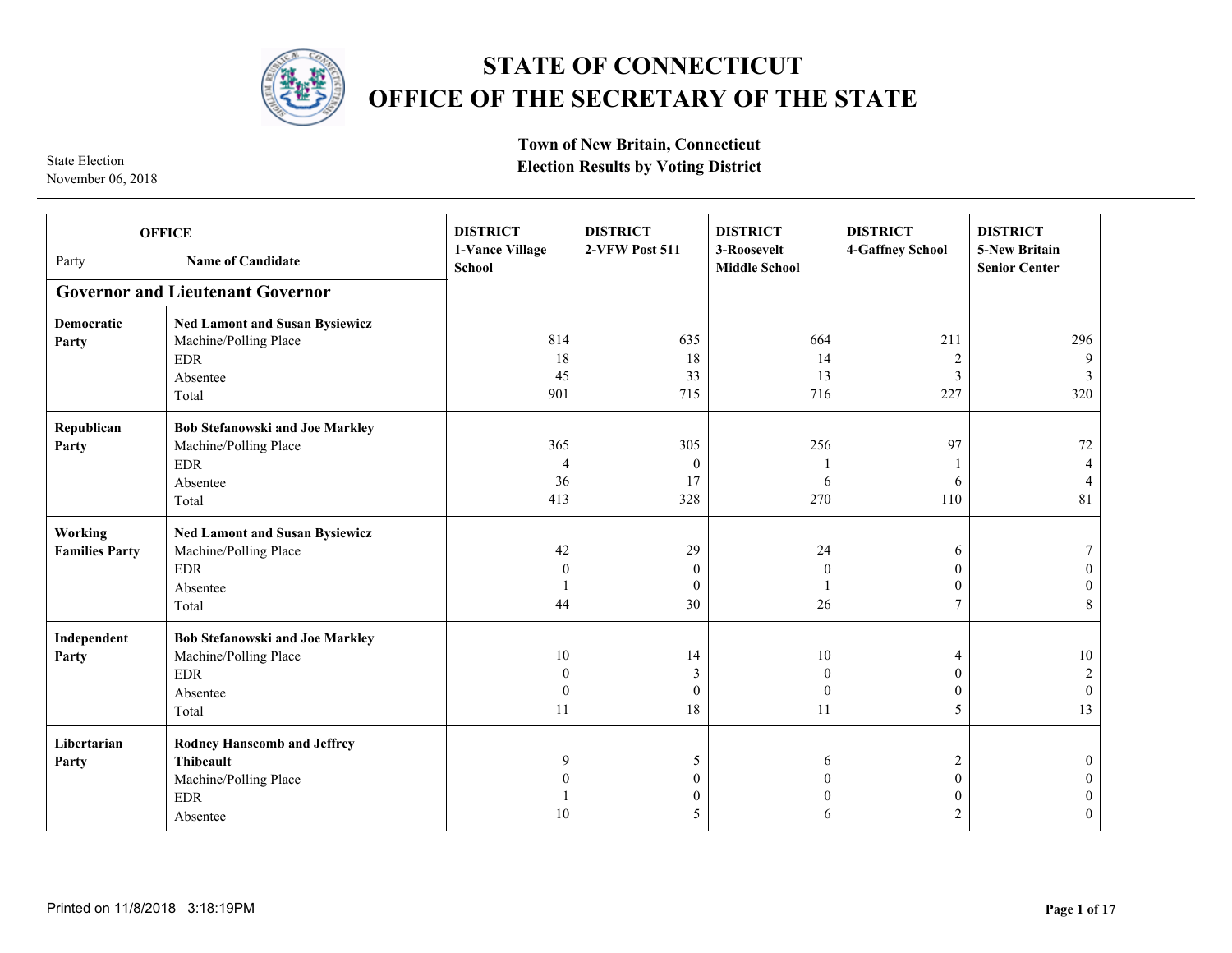# STATE OF CONNECTICUT
# OFFICE OF THE SECRETARY OF THE STATE

State Election
November 06, 2018

**Town of New Britain, Connecticut**
**Election Results by Voting District**

| OFFICE<br>Party | Name of Candidate | DISTRICT 1-Vance Village School | DISTRICT 2-VFW Post 511 | DISTRICT 3-Roosevelt Middle School | DISTRICT 4-Gaffney School | DISTRICT 5-New Britain Senior Center |
|---|---|---|---|---|---|---|
| **Governor and Lieutenant Governor** | | | | | | |
| **Democratic Party** | **Ned Lamont and Susan Bysiewicz** | | | | | |
| | Machine/Polling Place | 814 | 635 | 664 | 211 | 296 |
| | EDR | 18 | 18 | 14 | 2 | 9 |
| | Absentee | 45 | 33 | 13 | 3 | 3 |
| | Total | 901 | 715 | 716 | 227 | 320 |
| **Republican Party** | **Bob Stefanowski and Joe Markley** | | | | | |
| | Machine/Polling Place | 365 | 305 | 256 | 97 | 72 |
| | EDR | 4 | 0 | 1 | 1 | 4 |
| | Absentee | 36 | 17 | 6 | 6 | 4 |
| | Total | 413 | 328 | 270 | 110 | 81 |
| **Working Families Party** | **Ned Lamont and Susan Bysiewicz** | | | | | |
| | Machine/Polling Place | 42 | 29 | 24 | 6 | 7 |
| | EDR | 0 | 0 | 0 | 0 | 0 |
| | Absentee | 1 | 0 | 1 | 0 | 0 |
| | Total | 44 | 30 | 26 | 7 | 8 |
| **Independent Party** | **Bob Stefanowski and Joe Markley** | | | | | |
| | Machine/Polling Place | 10 | 14 | 10 | 4 | 10 |
| | EDR | 0 | 3 | 0 | 0 | 2 |
| | Absentee | 0 | 0 | 0 | 0 | 0 |
| | Total | 11 | 18 | 11 | 5 | 13 |
| **Libertarian Party** | **Rodney Hanscomb and Jeffrey Thibeault** | | | | | |
| | Machine/Polling Place | 9 | 5 | 6 | 2 | 0 |
| | EDR | 0 | 0 | 0 | 0 | 0 |
| | Absentee | 1 | 0 | 0 | 0 | 0 |
| | Total | 10 | 5 | 6 | 2 | 0 |

Printed on 11/8/2018 3:18:19PM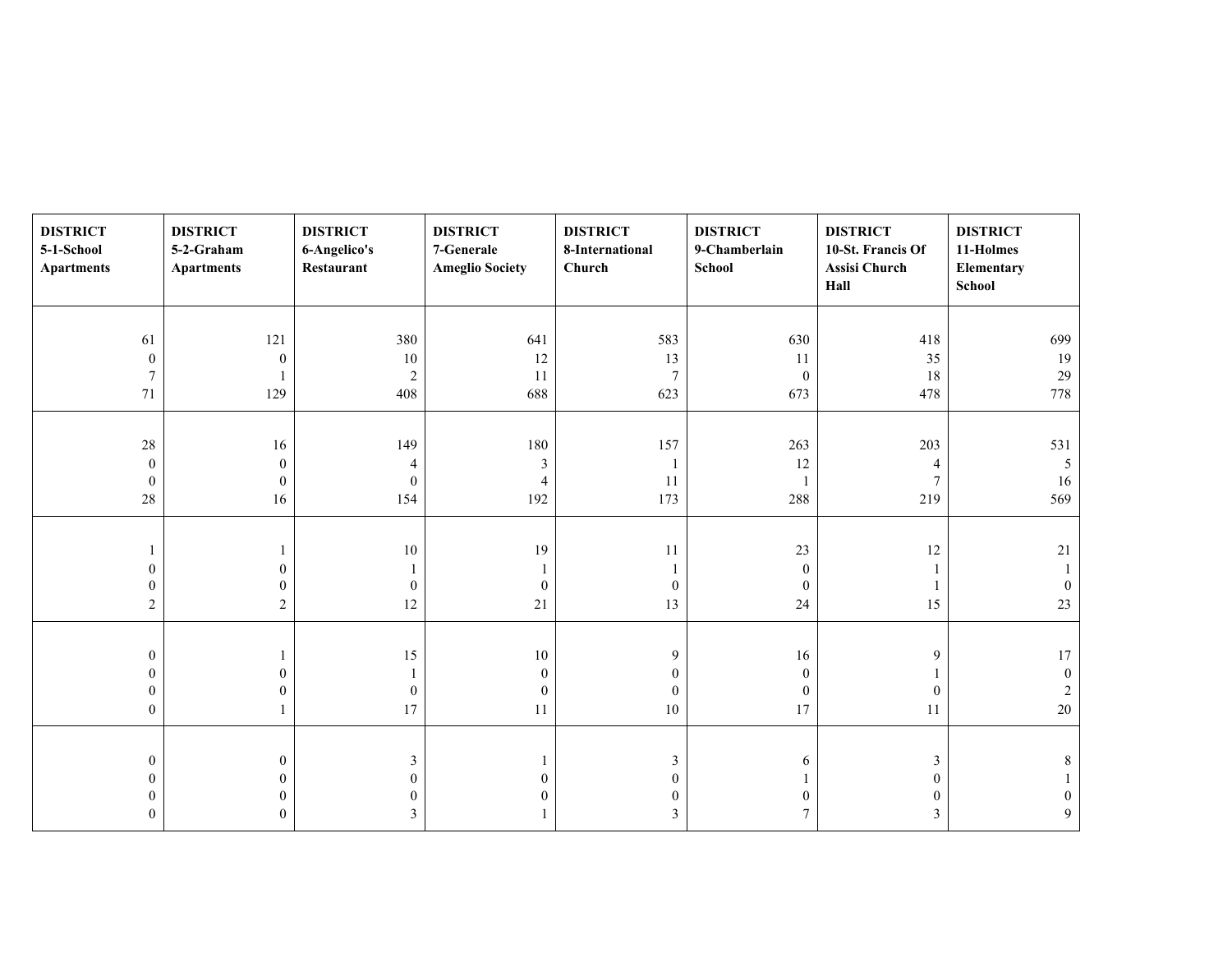| DISTRICT 5-1-School Apartments | DISTRICT 5-2-Graham Apartments | DISTRICT 6-Angelico's Restaurant | DISTRICT 7-Generale Ameglio Society | DISTRICT 8-International Church | DISTRICT 9-Chamberlain School | DISTRICT 10-St. Francis Of Assisi Church Hall | DISTRICT 11-Holmes Elementary School |
|---|---|---|---|---|---|---|---|
| 61<br>0<br>7<br>71 | 121<br>0<br>1<br>129 | 380<br>10<br>2<br>408 | 641<br>12<br>11<br>688 | 583<br>13<br>7<br>623 | 630<br>11<br>0<br>673 | 418<br>35<br>18<br>478 | 699<br>19<br>29<br>778 |
| 28<br>0<br>0<br>28 | 16<br>0<br>0<br>16 | 149<br>4<br>0<br>154 | 180<br>3<br>4<br>192 | 157<br>1<br>11<br>173 | 263<br>12<br>1<br>288 | 203<br>4<br>7<br>219 | 531<br>5<br>16<br>569 |
| 1<br>0<br>0<br>2 | 1<br>0<br>0<br>2 | 10<br>1<br>0<br>12 | 19<br>1<br>0<br>21 | 11<br>1<br>0<br>13 | 23<br>0<br>0<br>24 | 12<br>1<br>1<br>15 | 21<br>1<br>0<br>23 |
| 0<br>0<br>0<br>0 | 1<br>0<br>0<br>1 | 15<br>1<br>0<br>17 | 10<br>0<br>0<br>11 | 9<br>0<br>0<br>10 | 16<br>0<br>0<br>17 | 9<br>1<br>0<br>11 | 17<br>0<br>2<br>20 |
| 0<br>0<br>0<br>0 | 0<br>0<br>0<br>0 | 3<br>0<br>0<br>3 | 1<br>0<br>0<br>1 | 3<br>0<br>0<br>3 | 6<br>1<br>0<br>7 | 3<br>0<br>0<br>3 | 8<br>1<br>0<br>9 |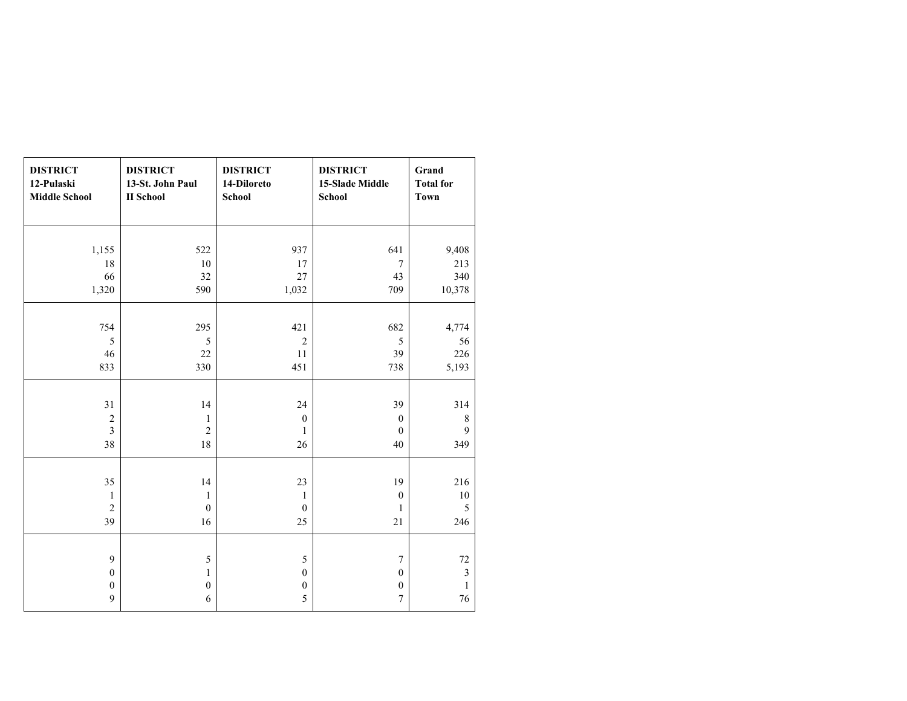| DISTRICT 12-Pulaski Middle School | DISTRICT 13-St. John Paul II School | DISTRICT 14-Diloreto School | DISTRICT 15-Slade Middle School | Grand Total for Town |
|---|---|---|---|---|
| 1,155 | 522 | 937 | 641 | 9,408 |
| 18 | 10 | 17 | 7 | 213 |
| 66 | 32 | 27 | 43 | 340 |
| 1,320 | 590 | 1,032 | 709 | 10,378 |
| 754 | 295 | 421 | 682 | 4,774 |
| 5 | 5 | 2 | 5 | 56 |
| 46 | 22 | 11 | 39 | 226 |
| 833 | 330 | 451 | 738 | 5,193 |
| 31 | 14 | 24 | 39 | 314 |
| 2 | 1 | 0 | 0 | 8 |
| 3 | 2 | 1 | 0 | 9 |
| 38 | 18 | 26 | 40 | 349 |
| 35 | 14 | 23 | 19 | 216 |
| 1 | 1 | 1 | 0 | 10 |
| 2 | 0 | 0 | 1 | 5 |
| 39 | 16 | 25 | 21 | 246 |
| 9 | 5 | 5 | 7 | 72 |
| 0 | 1 | 0 | 0 | 3 |
| 0 | 0 | 0 | 0 | 1 |
| 9 | 6 | 5 | 7 | 76 |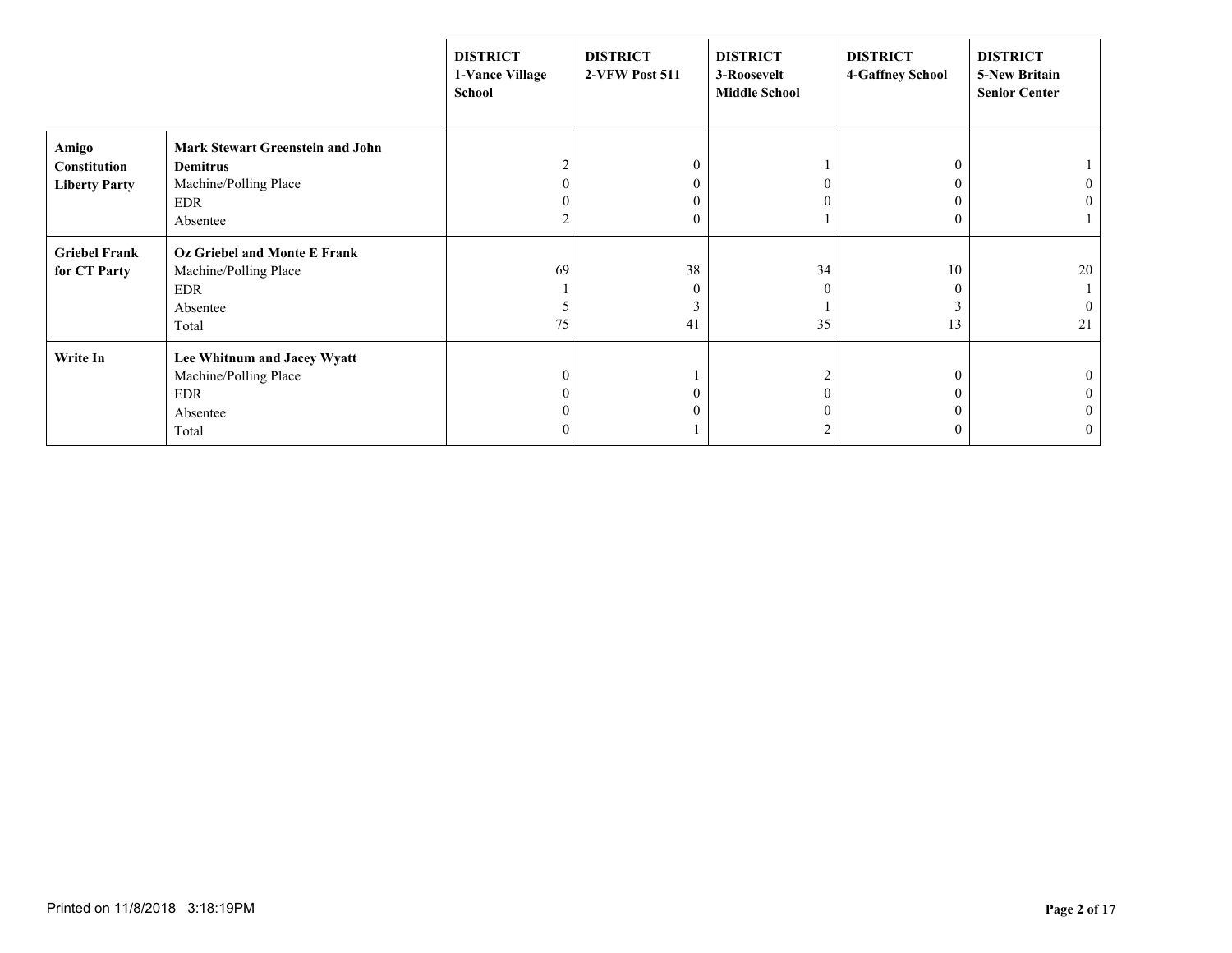| | | DISTRICT 1-Vance Village School | DISTRICT 2-VFW Post 511 | DISTRICT 3-Roosevelt Middle School | DISTRICT 4-Gaffney School | DISTRICT 5-New Britain Senior Center |
|---|---|---|---|---|---|---|
| **Amigo Constitution Liberty Party** | **Mark Stewart Greenstein and John Demitrus** | 2 | 0 | 1 | 0 | 1 |
| | Machine/Polling Place | 0 | 0 | 0 | 0 | 0 |
| | EDR | 0 | 0 | 0 | 0 | 0 |
| | Absentee | 2 | 0 | 1 | 0 | 1 |
| **Griebel Frank for CT Party** | **Oz Griebel and Monte E Frank** | | | | | |
| | Machine/Polling Place | 69 | 38 | 34 | 10 | 20 |
| | EDR | 1 | 0 | 0 | 0 | 1 |
| | Absentee | 5 | 3 | 1 | 3 | 0 |
| | Total | 75 | 41 | 35 | 13 | 21 |
| **Write In** | **Lee Whitnum and Jacey Wyatt** | | | | | |
| | Machine/Polling Place | 0 | 1 | 2 | 0 | 0 |
| | EDR | 0 | 0 | 0 | 0 | 0 |
| | Absentee | 0 | 0 | 0 | 0 | 0 |
| | Total | 0 | 1 | 2 | 0 | 0 |

Printed on 11/8/2018 3:18:19PM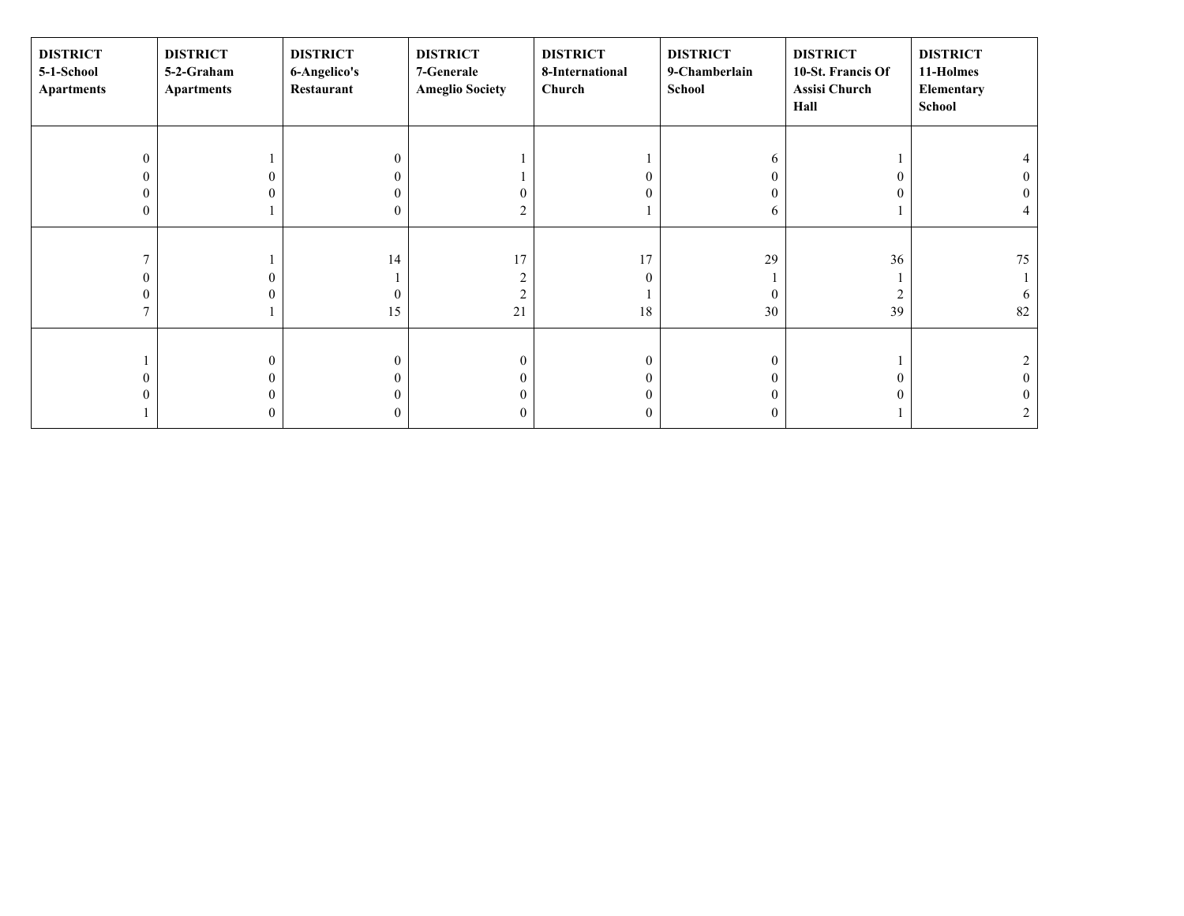| DISTRICT 5-1-School Apartments | DISTRICT 5-2-Graham Apartments | DISTRICT 6-Angelico's Restaurant | DISTRICT 7-Generale Ameglio Society | DISTRICT 8-International Church | DISTRICT 9-Chamberlain School | DISTRICT 10-St. Francis Of Assisi Church Hall | DISTRICT 11-Holmes Elementary School |
|---|---|---|---|---|---|---|---|
| 0<br>0<br>0<br>0 | 1<br>0<br>0<br>1 | 0<br>0<br>0<br>0 | 1<br>1<br>0<br>2 | 1<br>0<br>0<br>1 | 6<br>0<br>0<br>6 | 1<br>0<br>0<br>1 | 4<br>0<br>0<br>4 |
| 7<br>0<br>0<br>7 | 1<br>0<br>0<br>1 | 14<br>1<br>0<br>15 | 17<br>2<br>2<br>21 | 17<br>0<br>1<br>18 | 29<br>1<br>0<br>30 | 36<br>1<br>2<br>39 | 75<br>1<br>6<br>82 |
| 1<br>0<br>0<br>1 | 0<br>0<br>0<br>0 | 0<br>0<br>0<br>0 | 0<br>0<br>0<br>0 | 0<br>0<br>0<br>0 | 0<br>0<br>0<br>0 | 1<br>0<br>0<br>1 | 2<br>0<br>0<br>2 |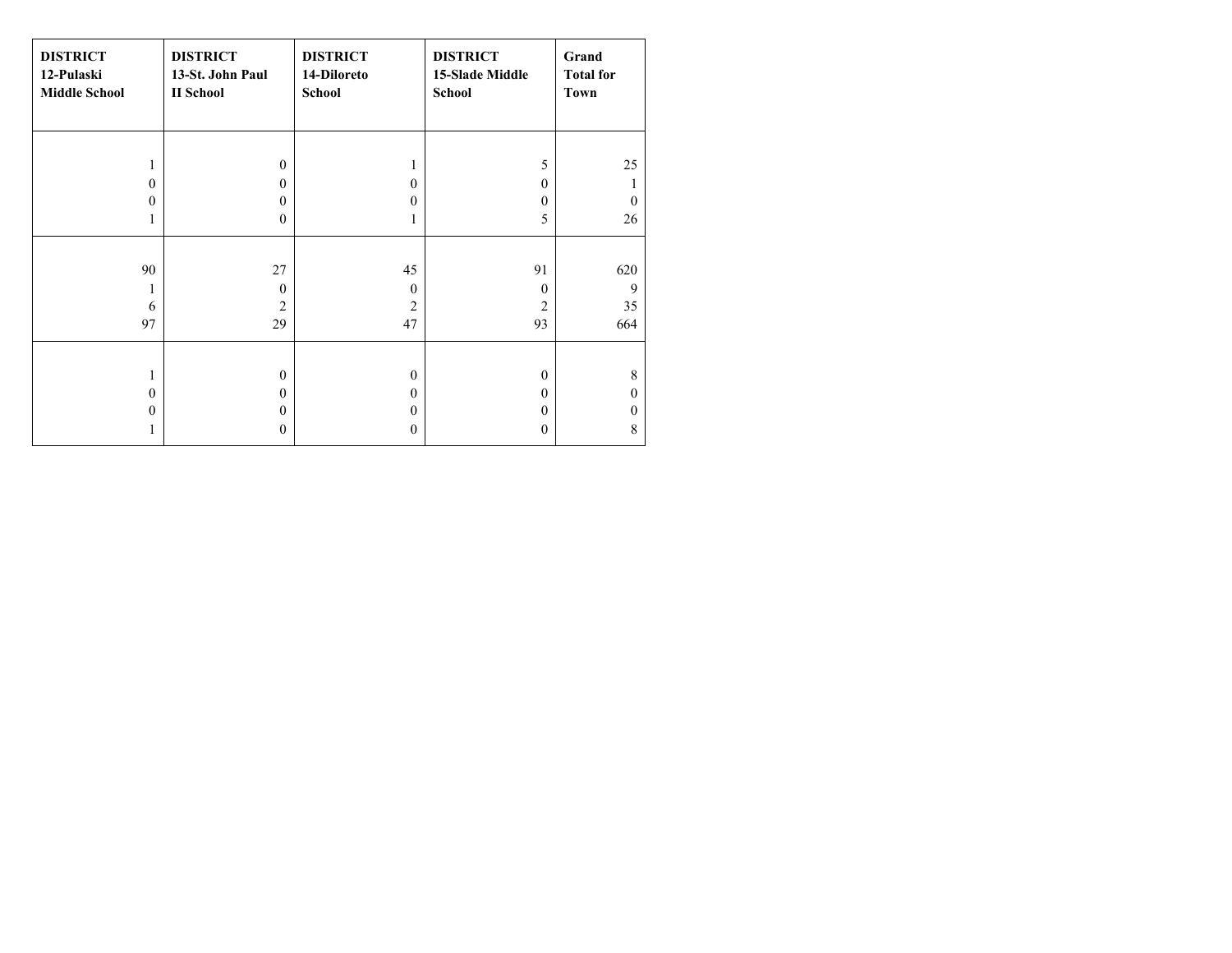| DISTRICT 12-Pulaski Middle School | DISTRICT 13-St. John Paul II School | DISTRICT 14-Diloreto School | DISTRICT 15-Slade Middle School | Grand Total for Town |
|---|---|---|---|---|
| 1<br>0<br>0<br>1 | 0<br>0<br>0<br>0 | 1<br>0<br>0<br>1 | 5<br>0<br>0<br>5 | 25<br>1<br>0<br>26 |
| 90<br>1<br>6<br>97 | 27<br>0<br>2<br>29 | 45<br>0<br>2<br>47 | 91<br>0<br>2<br>93 | 620<br>9<br>35<br>664 |
| 1<br>0<br>0<br>1 | 0<br>0<br>0<br>0 | 0<br>0<br>0<br>0 | 0<br>0<br>0<br>0 | 8<br>0<br>0<br>8 |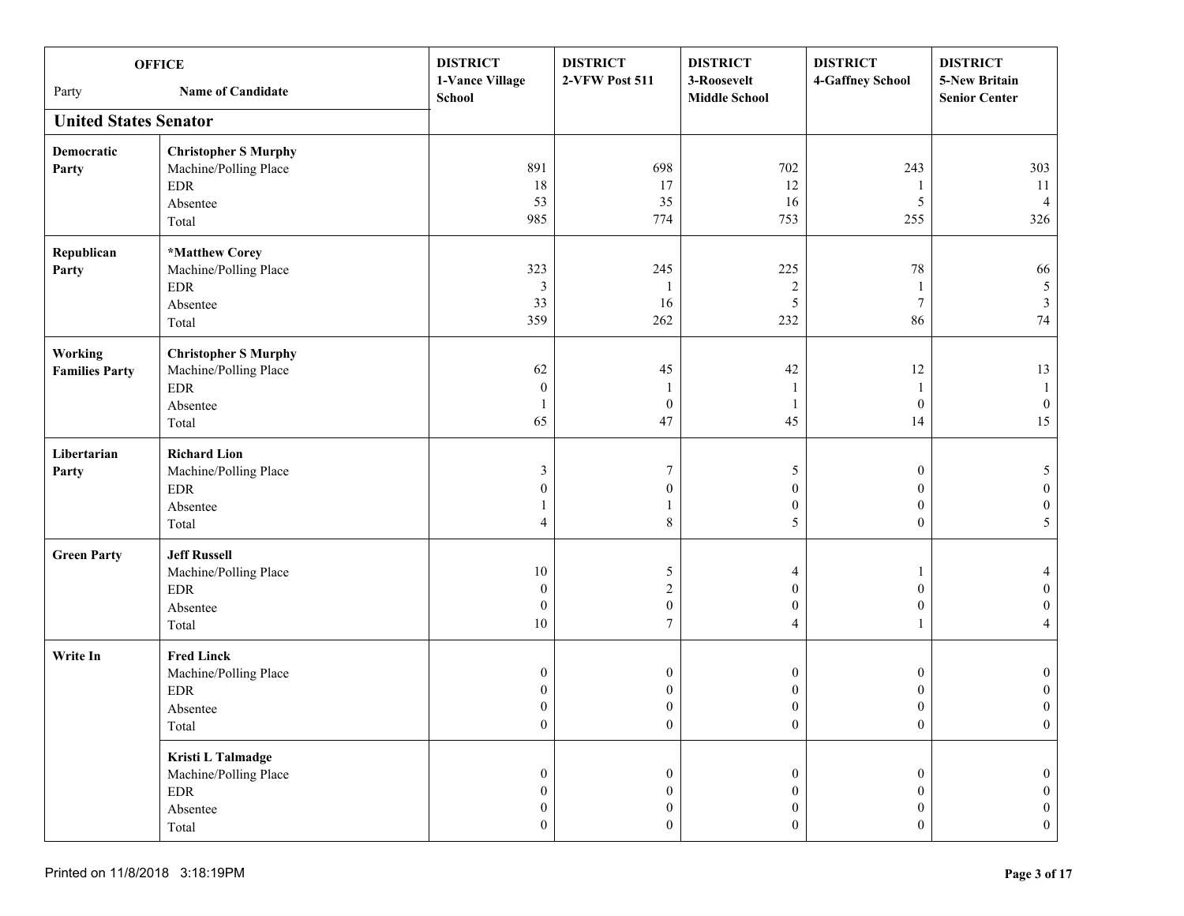| OFFICE | | DISTRICT 1-Vance Village School | DISTRICT 2-VFW Post 511 | DISTRICT 3-Roosevelt Middle School | DISTRICT 4-Gaffney School | DISTRICT 5-New Britain Senior Center |
|---|---|---|---|---|---|---|
| Party | Name of Candidate | | | | | |
| **United States Senator** | | | | | | |
| **Democratic Party** | **Christopher S Murphy** | | | | | |
| | Machine/Polling Place | 891 | 698 | 702 | 243 | 303 |
| | EDR | 18 | 17 | 12 | 1 | 11 |
| | Absentee | 53 | 35 | 16 | 5 | 4 |
| | Total | 985 | 774 | 753 | 255 | 326 |
| **Republican Party** | ***Matthew Corey** | | | | | |
| | Machine/Polling Place | 323 | 245 | 225 | 78 | 66 |
| | EDR | 3 | 1 | 2 | 1 | 5 |
| | Absentee | 33 | 16 | 5 | 7 | 3 |
| | Total | 359 | 262 | 232 | 86 | 74 |
| **Working Families Party** | **Christopher S Murphy** | | | | | |
| | Machine/Polling Place | 62 | 45 | 42 | 12 | 13 |
| | EDR | 0 | 1 | 1 | 1 | 1 |
| | Absentee | 1 | 0 | 1 | 0 | 0 |
| | Total | 65 | 47 | 45 | 14 | 15 |
| **Libertarian Party** | **Richard Lion** | | | | | |
| | Machine/Polling Place | 3 | 7 | 5 | 0 | 5 |
| | EDR | 0 | 0 | 0 | 0 | 0 |
| | Absentee | 1 | 1 | 0 | 0 | 0 |
| | Total | 4 | 8 | 5 | 0 | 5 |
| **Green Party** | **Jeff Russell** | | | | | |
| | Machine/Polling Place | 10 | 5 | 4 | 1 | 4 |
| | EDR | 0 | 2 | 0 | 0 | 0 |
| | Absentee | 0 | 0 | 0 | 0 | 0 |
| | Total | 10 | 7 | 4 | 1 | 4 |
| **Write In** | **Fred Linck** | | | | | |
| | Machine/Polling Place | 0 | 0 | 0 | 0 | 0 |
| | EDR | 0 | 0 | 0 | 0 | 0 |
| | Absentee | 0 | 0 | 0 | 0 | 0 |
| | Total | 0 | 0 | 0 | 0 | 0 |
| | **Kristi L Talmadge** | | | | | |
| | Machine/Polling Place | 0 | 0 | 0 | 0 | 0 |
| | EDR | 0 | 0 | 0 | 0 | 0 |
| | Absentee | 0 | 0 | 0 | 0 | 0 |
| | Total | 0 | 0 | 0 | 0 | 0 |

Printed on 11/8/2018 3:18:19PM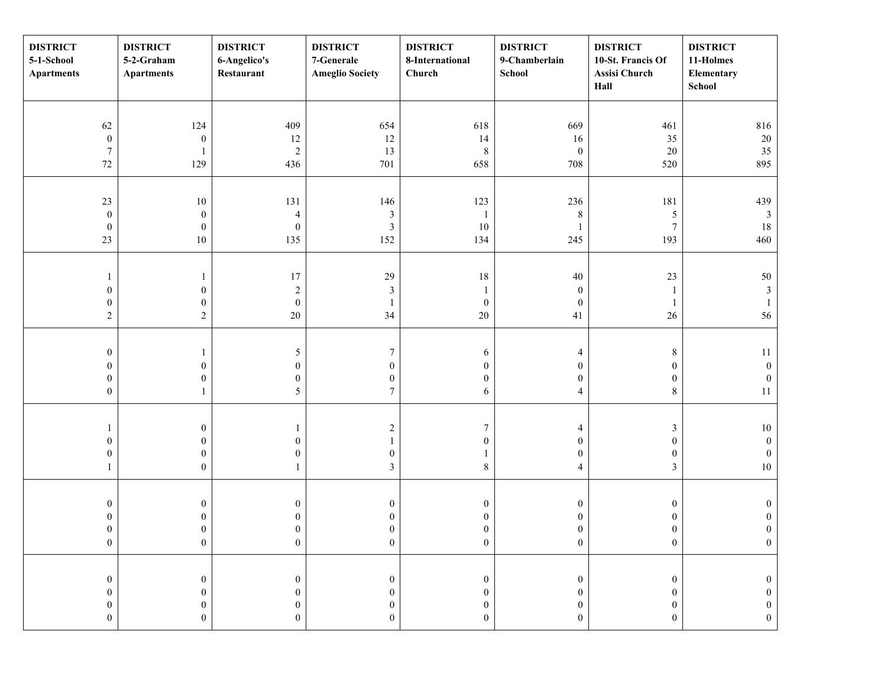| DISTRICT 5-1-School Apartments | DISTRICT 5-2-Graham Apartments | DISTRICT 6-Angelico's Restaurant | DISTRICT 7-Generale Ameglio Society | DISTRICT 8-International Church | DISTRICT 9-Chamberlain School | DISTRICT 10-St. Francis Of Assisi Church Hall | DISTRICT 11-Holmes Elementary School |
|---|---|---|---|---|---|---|---|
| 62<br>0<br>7<br>72 | 124<br>0<br>1<br>129 | 409<br>12<br>2<br>436 | 654<br>12<br>13<br>701 | 618<br>14<br>8<br>658 | 669<br>16<br>0<br>708 | 461<br>35<br>20<br>520 | 816<br>20<br>35<br>895 |
| 23<br>0<br>0<br>23 | 10<br>0<br>0<br>10 | 131<br>4<br>0<br>135 | 146<br>3<br>3<br>152 | 123<br>1<br>10<br>134 | 236<br>8<br>1<br>245 | 181<br>5<br>7<br>193 | 439<br>3<br>18<br>460 |
| 1<br>0<br>0<br>2 | 1<br>0<br>0<br>2 | 17<br>2<br>0<br>20 | 29<br>3<br>1<br>34 | 18<br>1<br>0<br>20 | 40<br>0<br>0<br>41 | 23<br>1<br>1<br>26 | 50<br>3<br>1<br>56 |
| 0<br>0<br>0<br>0 | 1<br>0<br>0<br>1 | 5<br>0<br>0<br>5 | 7<br>0<br>0<br>7 | 6<br>0<br>0<br>6 | 4<br>0<br>0<br>4 | 8<br>0<br>0<br>8 | 11<br>0<br>0<br>11 |
| 1<br>0<br>0<br>1 | 0<br>0<br>0<br>0 | 1<br>0<br>0<br>1 | 2<br>1<br>0<br>3 | 7<br>0<br>1<br>8 | 4<br>0<br>0<br>4 | 3<br>0<br>0<br>3 | 10<br>0<br>0<br>10 |
| 0<br>0<br>0<br>0 | 0<br>0<br>0<br>0 | 0<br>0<br>0<br>0 | 0<br>0<br>0<br>0 | 0<br>0<br>0<br>0 | 0<br>0<br>0<br>0 | 0<br>0<br>0<br>0 | 0<br>0<br>0<br>0 |
| 0<br>0<br>0<br>0 | 0<br>0<br>0<br>0 | 0<br>0<br>0<br>0 | 0<br>0<br>0<br>0 | 0<br>0<br>0<br>0 | 0<br>0<br>0<br>0 | 0<br>0<br>0<br>0 | 0<br>0<br>0<br>0 |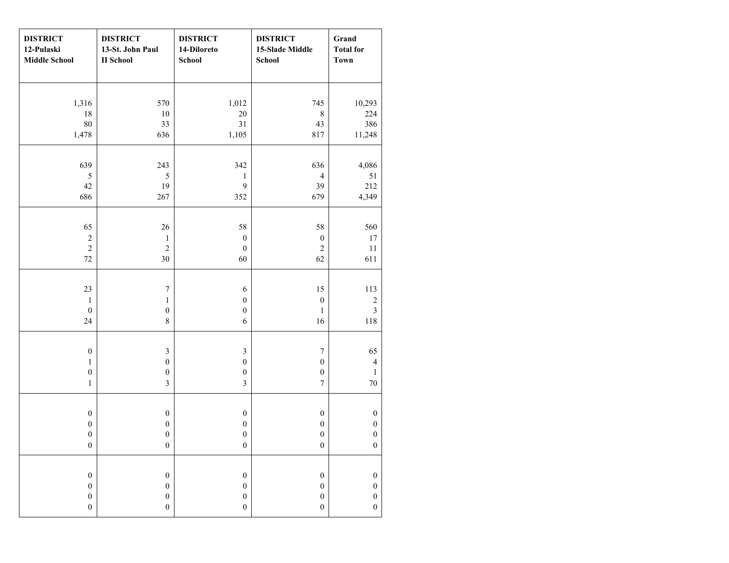| DISTRICT 12-Pulaski Middle School | DISTRICT 13-St. John Paul II School | DISTRICT 14-Diloreto School | DISTRICT 15-Slade Middle School | Grand Total for Town |
|---|---|---|---|---|
| 1,316<br>18<br>80<br>1,478 | 570<br>10<br>33<br>636 | 1,012<br>20<br>31<br>1,105 | 745<br>8<br>43<br>817 | 10,293<br>224<br>386<br>11,248 |
| 639<br>5<br>42<br>686 | 243<br>5<br>19<br>267 | 342<br>1<br>9<br>352 | 636<br>4<br>39<br>679 | 4,086<br>51<br>212<br>4,349 |
| 65<br>2<br>2<br>72 | 26<br>1<br>2<br>30 | 58<br>0<br>0<br>60 | 58<br>0<br>2<br>62 | 560<br>17<br>11<br>611 |
| 23<br>1<br>0<br>24 | 7<br>1<br>0<br>8 | 6<br>0<br>0<br>6 | 15<br>0<br>1<br>16 | 113<br>2<br>3<br>118 |
| 0<br>1<br>0<br>1 | 3<br>0<br>0<br>3 | 3<br>0<br>0<br>3 | 7<br>0<br>0<br>7 | 65<br>4<br>1<br>70 |
| 0<br>0<br>0<br>0 | 0<br>0<br>0<br>0 | 0<br>0<br>0<br>0 | 0<br>0<br>0<br>0 | 0<br>0<br>0<br>0 |
| 0<br>0<br>0<br>0 | 0<br>0<br>0<br>0 | 0<br>0<br>0<br>0 | 0<br>0<br>0<br>0 | 0<br>0<br>0<br>0 |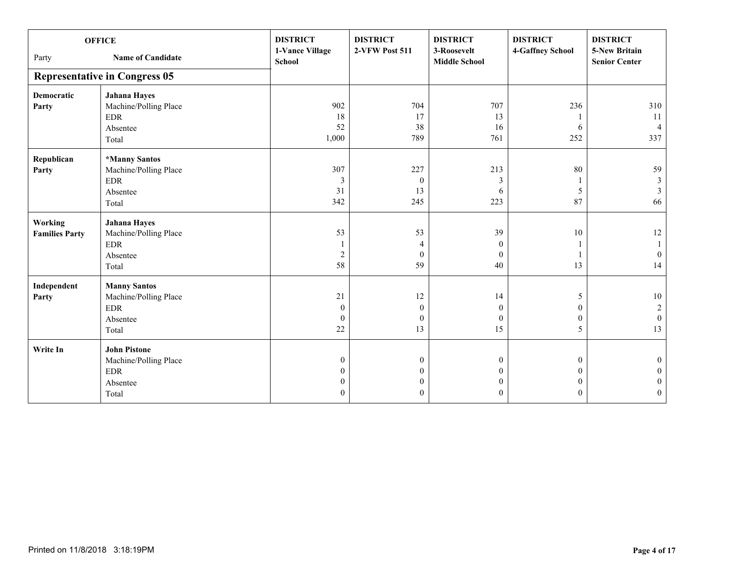| OFFICE | | DISTRICT 1-Vance Village School | DISTRICT 2-VFW Post 511 | DISTRICT 3-Roosevelt Middle School | DISTRICT 4-Gaffney School | DISTRICT 5-New Britain Senior Center |
|---|---|---|---|---|---|---|
| Party | Name of Candidate | | | | | |
| **Representative in Congress 05** | | | | | | |
| **Democratic Party** | **Jahana Hayes** | | | | | |
| | Machine/Polling Place | 902 | 704 | 707 | 236 | 310 |
| | EDR | 18 | 17 | 13 | 1 | 11 |
| | Absentee | 52 | 38 | 16 | 6 | 4 |
| | Total | 1,000 | 789 | 761 | 252 | 337 |
| **Republican Party** | ***Manny Santos** | | | | | |
| | Machine/Polling Place | 307 | 227 | 213 | 80 | 59 |
| | EDR | 3 | 0 | 3 | 1 | 3 |
| | Absentee | 31 | 13 | 6 | 5 | 3 |
| | Total | 342 | 245 | 223 | 87 | 66 |
| **Working Families Party** | **Jahana Hayes** | | | | | |
| | Machine/Polling Place | 53 | 53 | 39 | 10 | 12 |
| | EDR | 1 | 4 | 0 | 1 | 1 |
| | Absentee | 2 | 0 | 0 | 1 | 0 |
| | Total | 58 | 59 | 40 | 13 | 14 |
| **Independent Party** | **Manny Santos** | | | | | |
| | Machine/Polling Place | 21 | 12 | 14 | 5 | 10 |
| | EDR | 0 | 0 | 0 | 0 | 2 |
| | Absentee | 0 | 0 | 0 | 0 | 0 |
| | Total | 22 | 13 | 15 | 5 | 13 |
| **Write In** | **John Pistone** | | | | | |
| | Machine/Polling Place | 0 | 0 | 0 | 0 | 0 |
| | EDR | 0 | 0 | 0 | 0 | 0 |
| | Absentee | 0 | 0 | 0 | 0 | 0 |
| | Total | 0 | 0 | 0 | 0 | 0 |

Printed on 11/8/2018 3:18:19PM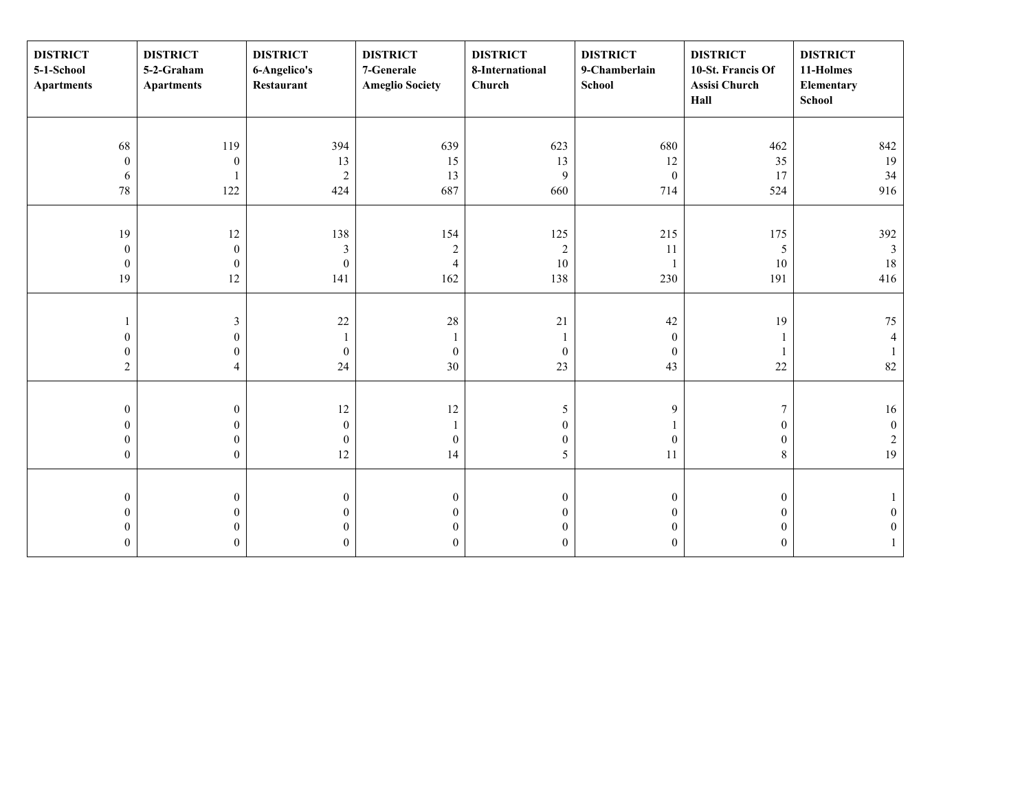| DISTRICT 5-1-School Apartments | DISTRICT 5-2-Graham Apartments | DISTRICT 6-Angelico's Restaurant | DISTRICT 7-Generale Ameglio Society | DISTRICT 8-International Church | DISTRICT 9-Chamberlain School | DISTRICT 10-St. Francis Of Assisi Church Hall | DISTRICT 11-Holmes Elementary School |
|---|---|---|---|---|---|---|---|
| 68 | 119 | 394 | 639 | 623 | 680 | 462 | 842 |
| 0 | 0 | 13 | 15 | 13 | 12 | 35 | 19 |
| 6 | 1 | 2 | 13 | 9 | 0 | 17 | 34 |
| 78 | 122 | 424 | 687 | 660 | 714 | 524 | 916 |
| 19 | 12 | 138 | 154 | 125 | 215 | 175 | 392 |
| 0 | 0 | 3 | 2 | 2 | 11 | 5 | 3 |
| 0 | 0 | 0 | 4 | 10 | 1 | 10 | 18 |
| 19 | 12 | 141 | 162 | 138 | 230 | 191 | 416 |
| 1 | 3 | 22 | 28 | 21 | 42 | 19 | 75 |
| 0 | 0 | 1 | 1 | 1 | 0 | 1 | 4 |
| 0 | 0 | 0 | 0 | 0 | 0 | 1 | 1 |
| 2 | 4 | 24 | 30 | 23 | 43 | 22 | 82 |
| 0 | 0 | 12 | 12 | 5 | 9 | 7 | 16 |
| 0 | 0 | 0 | 1 | 0 | 1 | 0 | 0 |
| 0 | 0 | 0 | 0 | 0 | 0 | 0 | 2 |
| 0 | 0 | 12 | 14 | 5 | 11 | 8 | 19 |
| 0 | 0 | 0 | 0 | 0 | 0 | 0 | 1 |
| 0 | 0 | 0 | 0 | 0 | 0 | 0 | 0 |
| 0 | 0 | 0 | 0 | 0 | 0 | 0 | 0 |
| 0 | 0 | 0 | 0 | 0 | 0 | 0 | 1 |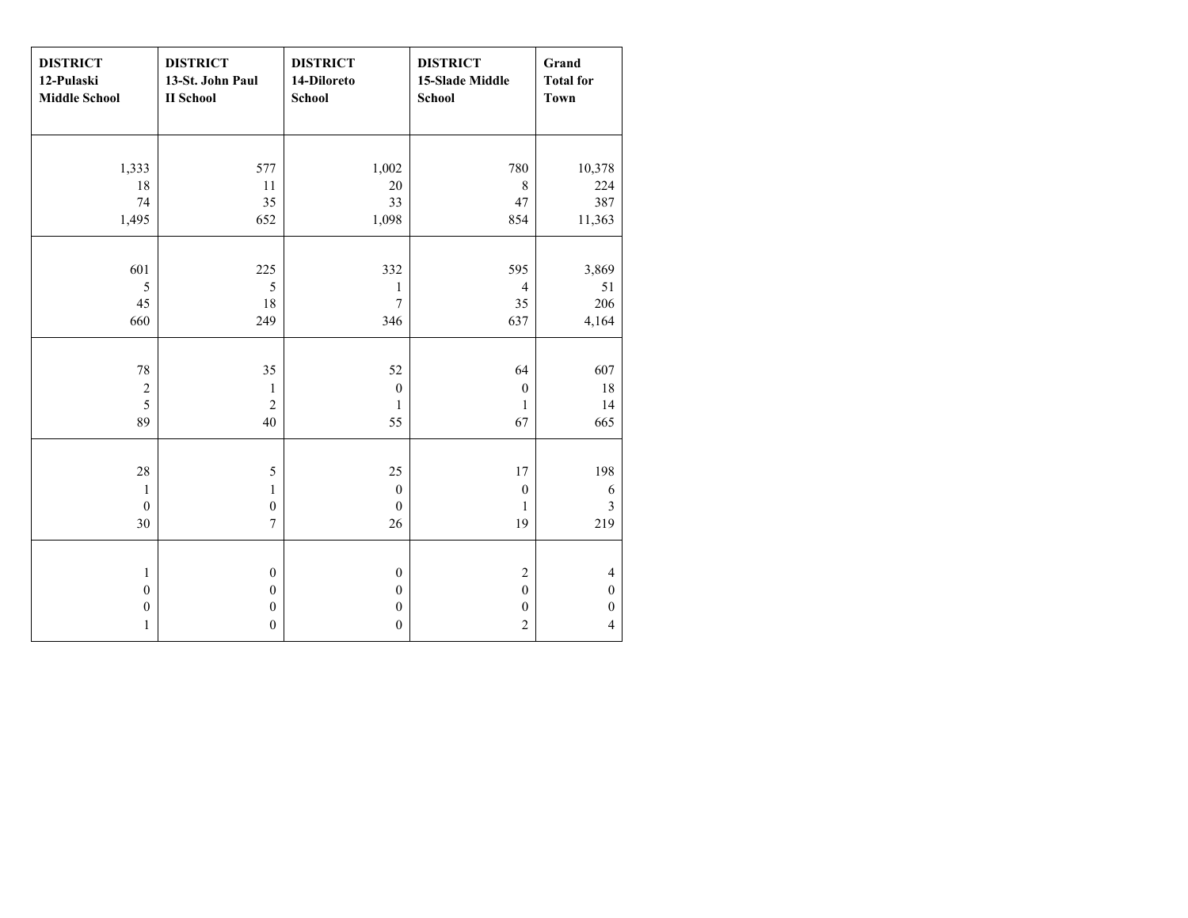| DISTRICT 12-Pulaski Middle School | DISTRICT 13-St. John Paul II School | DISTRICT 14-Diloreto School | DISTRICT 15-Slade Middle School | Grand Total for Town |
|---|---|---|---|---|
| 1,333 | 577 | 1,002 | 780 | 10,378 |
| 18 | 11 | 20 | 8 | 224 |
| 74 | 35 | 33 | 47 | 387 |
| 1,495 | 652 | 1,098 | 854 | 11,363 |
| 601 | 225 | 332 | 595 | 3,869 |
| 5 | 5 | 1 | 4 | 51 |
| 45 | 18 | 7 | 35 | 206 |
| 660 | 249 | 346 | 637 | 4,164 |
| 78 | 35 | 52 | 64 | 607 |
| 2 | 1 | 0 | 0 | 18 |
| 5 | 2 | 1 | 1 | 14 |
| 89 | 40 | 55 | 67 | 665 |
| 28 | 5 | 25 | 17 | 198 |
| 1 | 1 | 0 | 0 | 6 |
| 0 | 0 | 0 | 1 | 3 |
| 30 | 7 | 26 | 19 | 219 |
| 1 | 0 | 0 | 2 | 4 |
| 0 | 0 | 0 | 0 | 0 |
| 0 | 0 | 0 | 0 | 0 |
| 1 | 0 | 0 | 2 | 4 |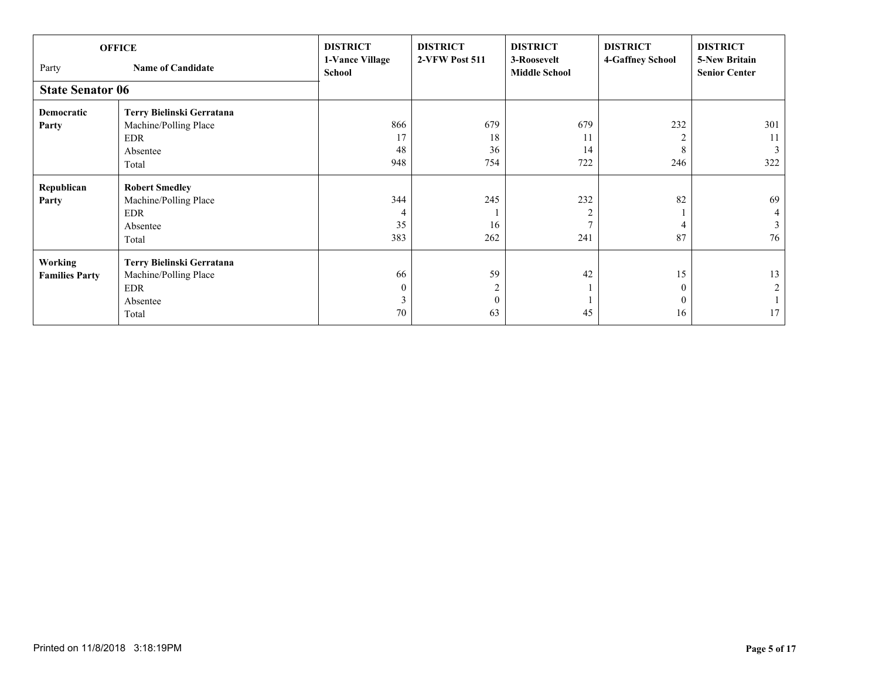| OFFICE | | DISTRICT 1-Vance Village School | DISTRICT 2-VFW Post 511 | DISTRICT 3-Roosevelt Middle School | DISTRICT 4-Gaffney School | DISTRICT 5-New Britain Senior Center |
|---|---|---|---|---|---|---|
| Party | Name of Candidate | | | | | |
| **State Senator 06** | | | | | | |
| **Democratic Party** | **Terry Bielinski Gerratana** | | | | | |
| | Machine/Polling Place | 866 | 679 | 679 | 232 | 301 |
| | EDR | 17 | 18 | 11 | 2 | 11 |
| | Absentee | 48 | 36 | 14 | 8 | 3 |
| | Total | 948 | 754 | 722 | 246 | 322 |
| **Republican Party** | **Robert Smedley** | | | | | |
| | Machine/Polling Place | 344 | 245 | 232 | 82 | 69 |
| | EDR | 4 | 1 | 2 | 1 | 4 |
| | Absentee | 35 | 16 | 7 | 4 | 3 |
| | Total | 383 | 262 | 241 | 87 | 76 |
| **Working Families Party** | **Terry Bielinski Gerratana** | | | | | |
| | Machine/Polling Place | 66 | 59 | 42 | 15 | 13 |
| | EDR | 0 | 2 | 1 | 0 | 2 |
| | Absentee | 3 | 0 | 1 | 0 | 1 |
| | Total | 70 | 63 | 45 | 16 | 17 |

Printed on 11/8/2018 3:18:19PM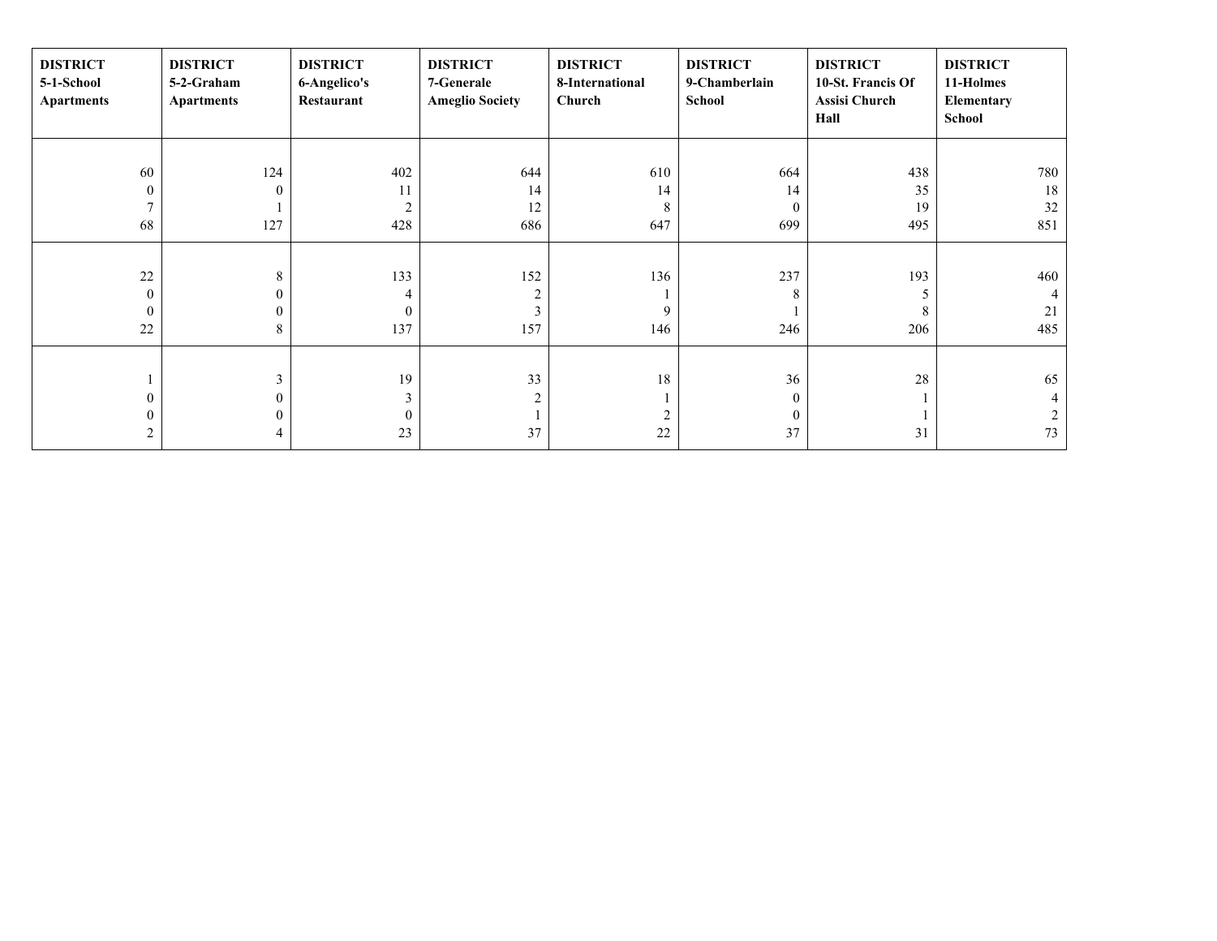| DISTRICT 5-1-School Apartments | DISTRICT 5-2-Graham Apartments | DISTRICT 6-Angelico's Restaurant | DISTRICT 7-Generale Ameglio Society | DISTRICT 8-International Church | DISTRICT 9-Chamberlain School | DISTRICT 10-St. Francis Of Assisi Church Hall | DISTRICT 11-Holmes Elementary School |
|---|---|---|---|---|---|---|---|
| 60 | 124 | 402 | 644 | 610 | 664 | 438 | 780 |
| 0 | 0 | 11 | 14 | 14 | 14 | 35 | 18 |
| 7 | 1 | 2 | 12 | 8 | 0 | 19 | 32 |
| 68 | 127 | 428 | 686 | 647 | 699 | 495 | 851 |
| 22 | 8 | 133 | 152 | 136 | 237 | 193 | 460 |
| 0 | 0 | 4 | 2 | 1 | 8 | 5 | 4 |
| 0 | 0 | 0 | 3 | 9 | 1 | 8 | 21 |
| 22 | 8 | 137 | 157 | 146 | 246 | 206 | 485 |
| 1 | 3 | 19 | 33 | 18 | 36 | 28 | 65 |
| 0 | 0 | 3 | 2 | 1 | 0 | 1 | 4 |
| 0 | 0 | 0 | 1 | 2 | 0 | 1 | 2 |
| 2 | 4 | 23 | 37 | 22 | 37 | 31 | 73 |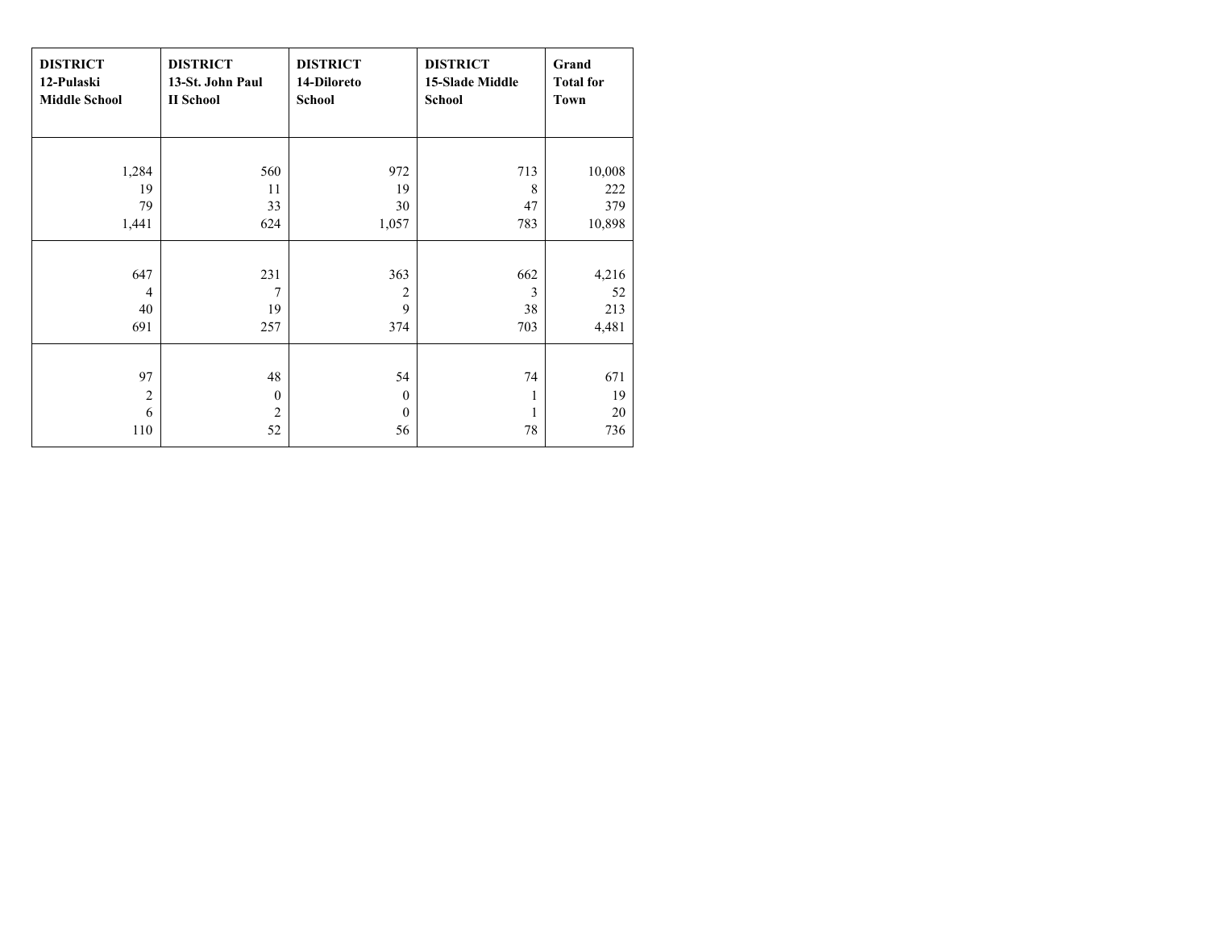| DISTRICT 12-Pulaski Middle School | DISTRICT 13-St. John Paul II School | DISTRICT 14-Diloreto School | DISTRICT 15-Slade Middle School | Grand Total for Town |
|---|---|---|---|---|
| 1,284 | 560 | 972 | 713 | 10,008 |
| 19 | 11 | 19 | 8 | 222 |
| 79 | 33 | 30 | 47 | 379 |
| 1,441 | 624 | 1,057 | 783 | 10,898 |
| 647 | 231 | 363 | 662 | 4,216 |
| 4 | 7 | 2 | 3 | 52 |
| 40 | 19 | 9 | 38 | 213 |
| 691 | 257 | 374 | 703 | 4,481 |
| 97 | 48 | 54 | 74 | 671 |
| 2 | 0 | 0 | 1 | 19 |
| 6 | 2 | 0 | 1 | 20 |
| 110 | 52 | 56 | 78 | 736 |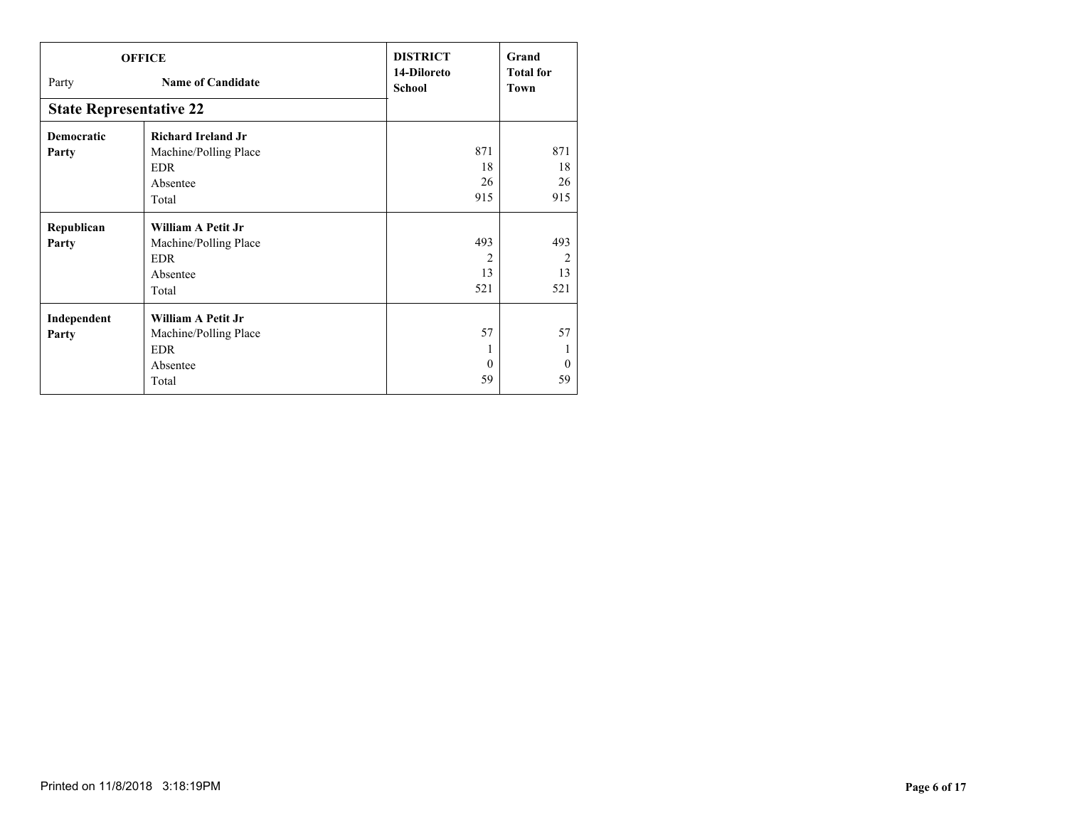| OFFICE<br>Party | Name of Candidate | DISTRICT<br>14-Diloreto School | Grand Total for Town |
|---|---|---|---|
| **State Representative 22** | | | |
| **Democratic Party** | **Richard Ireland Jr** | | |
| | Machine/Polling Place | 871 | 871 |
| | EDR | 18 | 18 |
| | Absentee | 26 | 26 |
| | Total | 915 | 915 |
| **Republican Party** | **William A Petit Jr** | | |
| | Machine/Polling Place | 493 | 493 |
| | EDR | 2 | 2 |
| | Absentee | 13 | 13 |
| | Total | 521 | 521 |
| **Independent Party** | **William A Petit Jr** | | |
| | Machine/Polling Place | 57 | 57 |
| | EDR | 1 | 1 |
| | Absentee | 0 | 0 |
| | Total | 59 | 59 |

Printed on 11/8/2018 3:18:19PM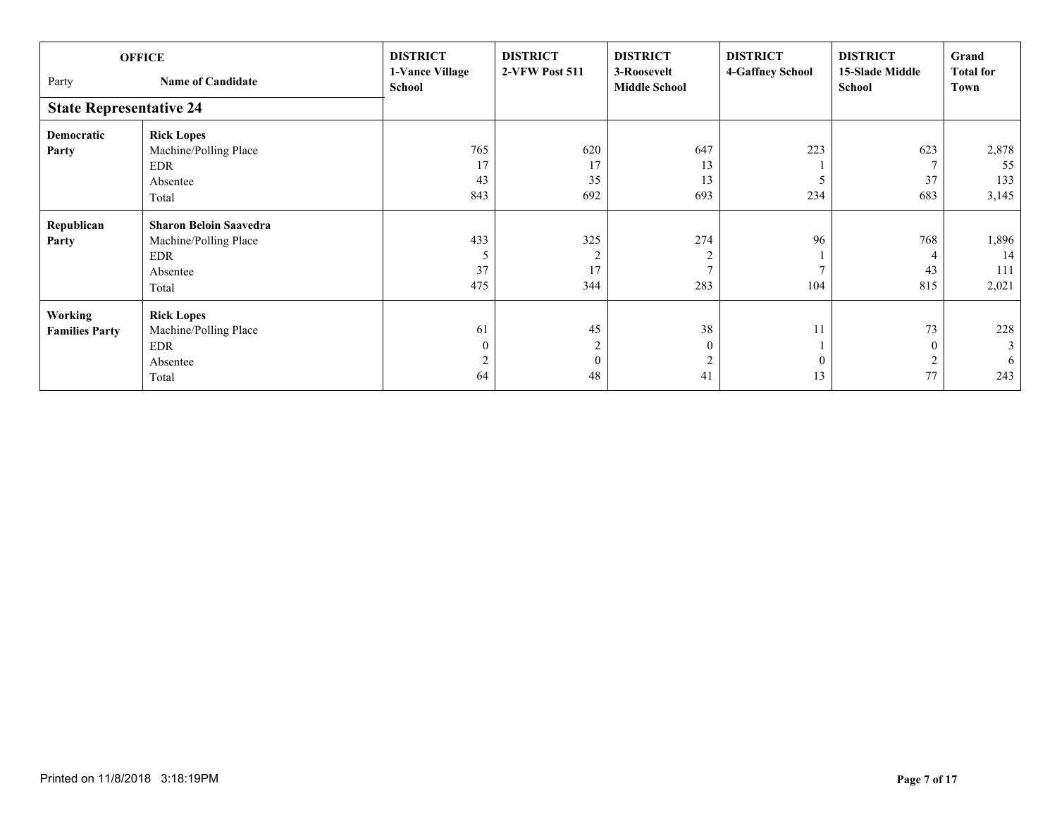| OFFICE<br>Party | Name of Candidate | DISTRICT 1-Vance Village School | DISTRICT 2-VFW Post 511 | DISTRICT 3-Roosevelt Middle School | DISTRICT 4-Gaffney School | DISTRICT 15-Slade Middle School | Grand Total for Town |
|---|---|---|---|---|---|---|---|
| **State Representative 24** | | | | | | | |
| **Democratic Party** | **Rick Lopes** | | | | | | |
| | Machine/Polling Place | 765 | 620 | 647 | 223 | 623 | 2,878 |
| | EDR | 17 | 17 | 13 | 1 | 7 | 55 |
| | Absentee | 43 | 35 | 13 | 5 | 37 | 133 |
| | Total | 843 | 692 | 693 | 234 | 683 | 3,145 |
| **Republican Party** | **Sharon Beloin Saavedra** | | | | | | |
| | Machine/Polling Place | 433 | 325 | 274 | 96 | 768 | 1,896 |
| | EDR | 5 | 2 | 2 | 1 | 4 | 14 |
| | Absentee | 37 | 17 | 7 | 7 | 43 | 111 |
| | Total | 475 | 344 | 283 | 104 | 815 | 2,021 |
| **Working Families Party** | **Rick Lopes** | | | | | | |
| | Machine/Polling Place | 61 | 45 | 38 | 11 | 73 | 228 |
| | EDR | 0 | 2 | 0 | 1 | 0 | 3 |
| | Absentee | 2 | 0 | 2 | 0 | 2 | 6 |
| | Total | 64 | 48 | 41 | 13 | 77 | 243 |

Printed on 11/8/2018 3:18:19PM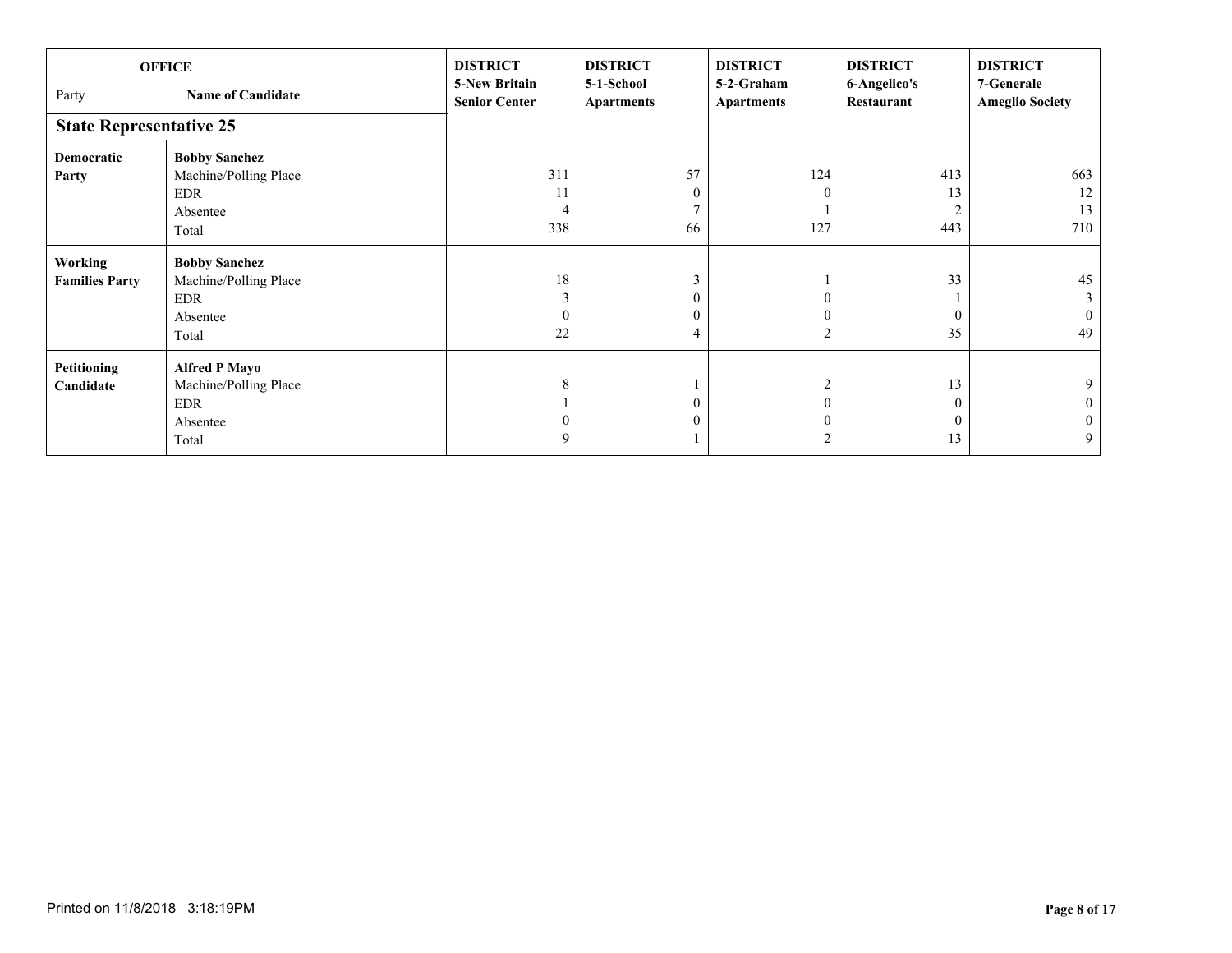| OFFICE<br>Party | Name of Candidate | DISTRICT 5-New Britain Senior Center | DISTRICT 5-1-School Apartments | DISTRICT 5-2-Graham Apartments | DISTRICT 6-Angelico's Restaurant | DISTRICT 7-Generale Ameglio Society |
|---|---|---|---|---|---|---|
| **State Representative 25** | | | | | | |
| **Democratic Party** | **Bobby Sanchez** | | | | | |
| | Machine/Polling Place | 311 | 57 | 124 | 413 | 663 |
| | EDR | 11 | 0 | 0 | 13 | 12 |
| | Absentee | 4 | 7 | 1 | 2 | 13 |
| | Total | 338 | 66 | 127 | 443 | 710 |
| **Working Families Party** | **Bobby Sanchez** | | | | | |
| | Machine/Polling Place | 18 | 3 | 1 | 33 | 45 |
| | EDR | 3 | 0 | 0 | 1 | 3 |
| | Absentee | 0 | 0 | 0 | 0 | 0 |
| | Total | 22 | 4 | 2 | 35 | 49 |
| **Petitioning Candidate** | **Alfred P Mayo** | | | | | |
| | Machine/Polling Place | 8 | 1 | 2 | 13 | 9 |
| | EDR | 1 | 0 | 0 | 0 | 0 |
| | Absentee | 0 | 0 | 0 | 0 | 0 |
| | Total | 9 | 1 | 2 | 13 | 9 |

Printed on 11/8/2018 3:18:19PM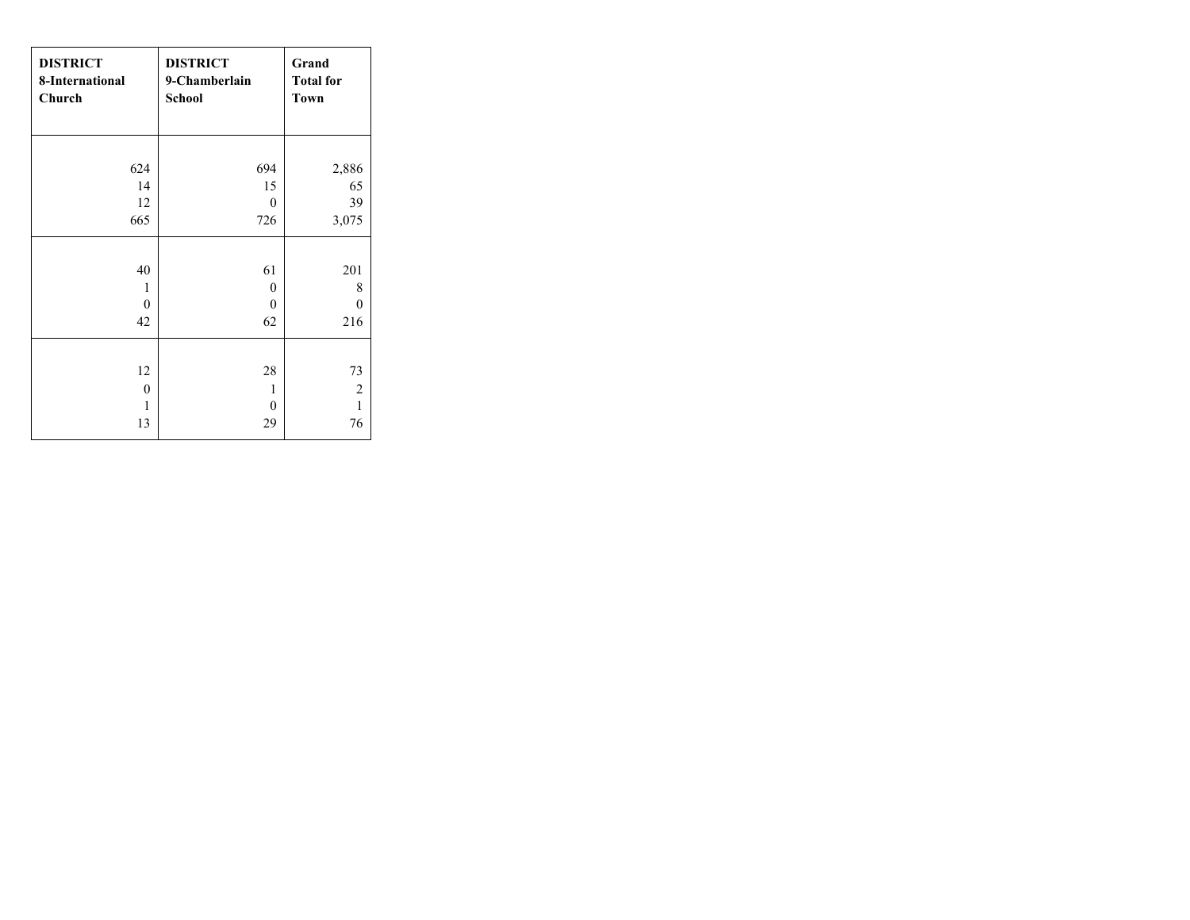| DISTRICT 8-International Church | DISTRICT 9-Chamberlain School | Grand Total for Town |
|---|---|---|
| | | |
| 624 | 694 | 2,886 |
| 14 | 15 | 65 |
| 12 | 0 | 39 |
| 665 | 726 | 3,075 |
| | | |
| 40 | 61 | 201 |
| 1 | 0 | 8 |
| 0 | 0 | 0 |
| 42 | 62 | 216 |
| | | |
| 12 | 28 | 73 |
| 0 | 1 | 2 |
| 1 | 0 | 1 |
| 13 | 29 | 76 |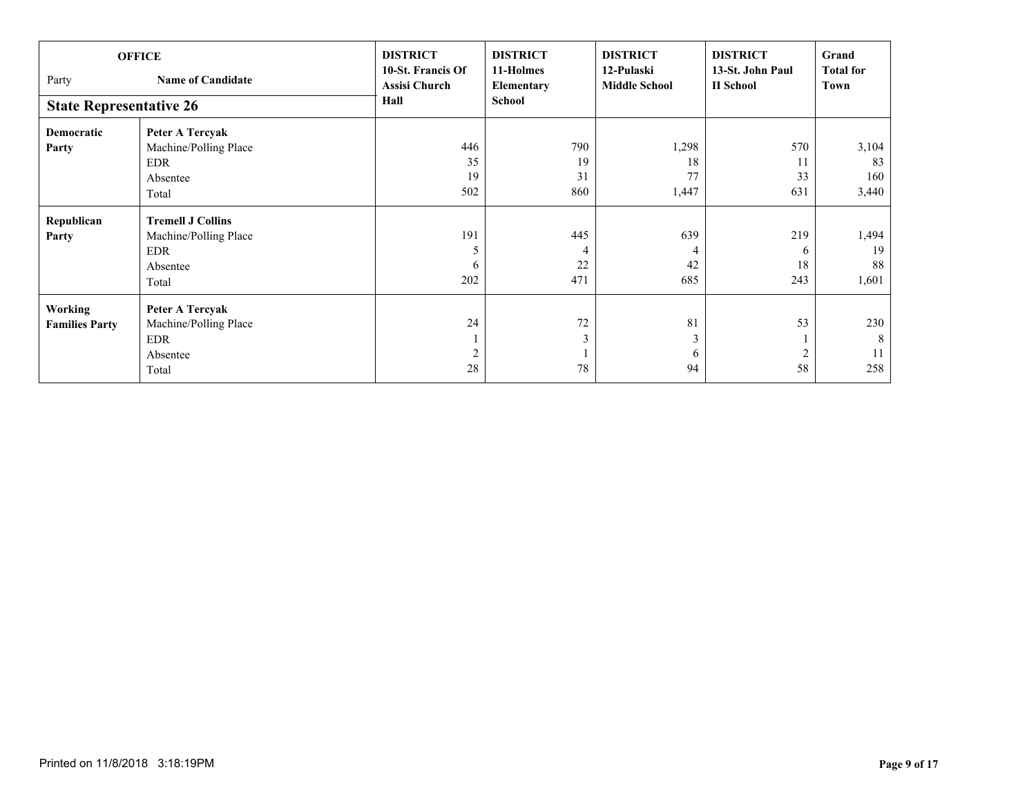| OFFICE | | DISTRICT 10-St. Francis Of Assisi Church Hall | DISTRICT 11-Holmes Elementary School | DISTRICT 12-Pulaski Middle School | DISTRICT 13-St. John Paul II School | Grand Total for Town |
|---|---|---|---|---|---|---|
| Party | Name of Candidate | | | | | |
| **State Representative 26** | | | | | | |
| **Democratic Party** | **Peter A Tercyak** | | | | | |
| | Machine/Polling Place | 446 | 790 | 1,298 | 570 | 3,104 |
| | EDR | 35 | 19 | 18 | 11 | 83 |
| | Absentee | 19 | 31 | 77 | 33 | 160 |
| | Total | 502 | 860 | 1,447 | 631 | 3,440 |
| **Republican Party** | **Tremell J Collins** | | | | | |
| | Machine/Polling Place | 191 | 445 | 639 | 219 | 1,494 |
| | EDR | 5 | 4 | 4 | 6 | 19 |
| | Absentee | 6 | 22 | 42 | 18 | 88 |
| | Total | 202 | 471 | 685 | 243 | 1,601 |
| **Working Families Party** | **Peter A Tercyak** | | | | | |
| | Machine/Polling Place | 24 | 72 | 81 | 53 | 230 |
| | EDR | 1 | 3 | 3 | 1 | 8 |
| | Absentee | 2 | 1 | 6 | 2 | 11 |
| | Total | 28 | 78 | 94 | 58 | 258 |

Printed on 11/8/2018 3:18:19PM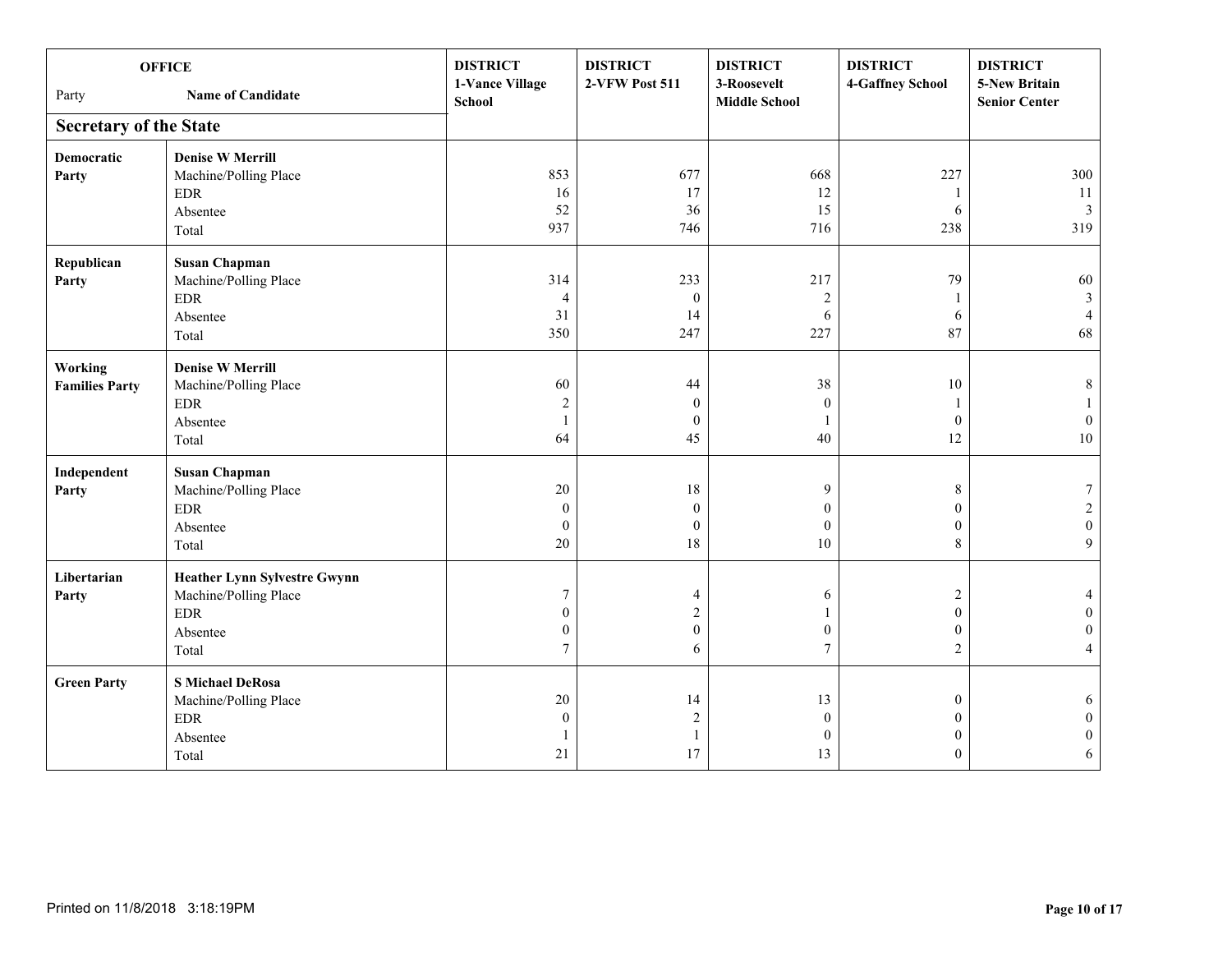| OFFICE Party | Name of Candidate | DISTRICT 1-Vance Village School | DISTRICT 2-VFW Post 511 | DISTRICT 3-Roosevelt Middle School | DISTRICT 4-Gaffney School | DISTRICT 5-New Britain Senior Center |
|---|---|---|---|---|---|---|
| **Secretary of the State** | | | | | | |
| **Democratic Party** | **Denise W Merrill** | | | | | |
| | Machine/Polling Place | 853 | 677 | 668 | 227 | 300 |
| | EDR | 16 | 17 | 12 | 1 | 11 |
| | Absentee | 52 | 36 | 15 | 6 | 3 |
| | Total | 937 | 746 | 716 | 238 | 319 |
| **Republican Party** | **Susan Chapman** | | | | | |
| | Machine/Polling Place | 314 | 233 | 217 | 79 | 60 |
| | EDR | 4 | 0 | 2 | 1 | 3 |
| | Absentee | 31 | 14 | 6 | 6 | 4 |
| | Total | 350 | 247 | 227 | 87 | 68 |
| **Working Families Party** | **Denise W Merrill** | | | | | |
| | Machine/Polling Place | 60 | 44 | 38 | 10 | 8 |
| | EDR | 2 | 0 | 0 | 1 | 1 |
| | Absentee | 1 | 0 | 1 | 0 | 0 |
| | Total | 64 | 45 | 40 | 12 | 10 |
| **Independent Party** | **Susan Chapman** | | | | | |
| | Machine/Polling Place | 20 | 18 | 9 | 8 | 7 |
| | EDR | 0 | 0 | 0 | 0 | 2 |
| | Absentee | 0 | 0 | 0 | 0 | 0 |
| | Total | 20 | 18 | 10 | 8 | 9 |
| **Libertarian Party** | **Heather Lynn Sylvestre Gwynn** | | | | | |
| | Machine/Polling Place | 7 | 4 | 6 | 2 | 4 |
| | EDR | 0 | 2 | 1 | 0 | 0 |
| | Absentee | 0 | 0 | 0 | 0 | 0 |
| | Total | 7 | 6 | 7 | 2 | 4 |
| **Green Party** | **S Michael DeRosa** | | | | | |
| | Machine/Polling Place | 20 | 14 | 13 | 0 | 6 |
| | EDR | 0 | 2 | 0 | 0 | 0 |
| | Absentee | 1 | 1 | 0 | 0 | 0 |
| | Total | 21 | 17 | 13 | 0 | 6 |

Printed on 11/8/2018 3:18:19PM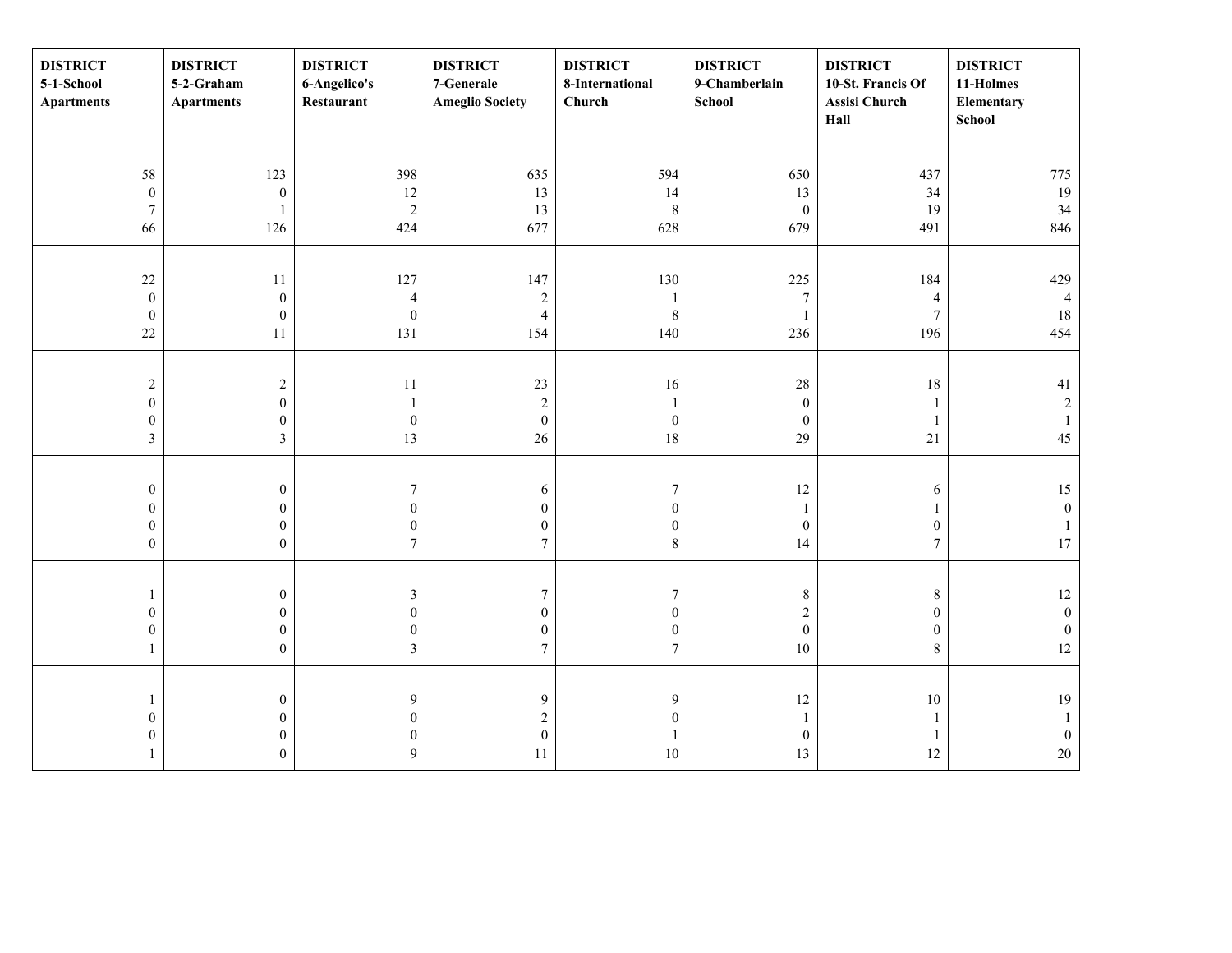| DISTRICT 5-1-School Apartments | DISTRICT 5-2-Graham Apartments | DISTRICT 6-Angelico's Restaurant | DISTRICT 7-Generale Ameglio Society | DISTRICT 8-International Church | DISTRICT 9-Chamberlain School | DISTRICT 10-St. Francis Of Assisi Church Hall | DISTRICT 11-Holmes Elementary School |
|---|---|---|---|---|---|---|---|
| 58<br>0<br>7<br>66 | 123<br>0<br>1<br>126 | 398<br>12<br>2<br>424 | 635<br>13<br>13<br>677 | 594<br>14<br>8<br>628 | 650<br>13<br>0<br>679 | 437<br>34<br>19<br>491 | 775<br>19<br>34<br>846 |
| 22<br>0<br>0<br>22 | 11<br>0<br>0<br>11 | 127<br>4<br>0<br>131 | 147<br>2<br>4<br>154 | 130<br>1<br>8<br>140 | 225<br>7<br>1<br>236 | 184<br>4<br>7<br>196 | 429<br>4<br>18<br>454 |
| 2<br>0<br>0<br>3 | 2<br>0<br>0<br>3 | 11<br>1<br>0<br>13 | 23<br>2<br>0<br>26 | 16<br>1<br>0<br>18 | 28<br>0<br>0<br>29 | 18<br>1<br>1<br>21 | 41<br>2<br>1<br>45 |
| 0<br>0<br>0<br>0 | 0<br>0<br>0<br>0 | 7<br>0<br>0<br>7 | 6<br>0<br>0<br>7 | 7<br>0<br>0<br>8 | 12<br>1<br>0<br>14 | 6<br>1<br>0<br>7 | 15<br>0<br>1<br>17 |
| 1<br>0<br>0<br>1 | 0<br>0<br>0<br>0 | 3<br>0<br>0<br>3 | 7<br>0<br>0<br>7 | 7<br>0<br>0<br>7 | 8<br>2<br>0<br>10 | 8<br>0<br>0<br>8 | 12<br>0<br>0<br>12 |
| 1<br>0<br>0<br>1 | 0<br>0<br>0<br>0 | 9<br>0<br>0<br>9 | 9<br>2<br>0<br>11 | 9<br>0<br>1<br>10 | 12<br>1<br>0<br>13 | 10<br>1<br>1<br>12 | 19<br>1<br>0<br>20 |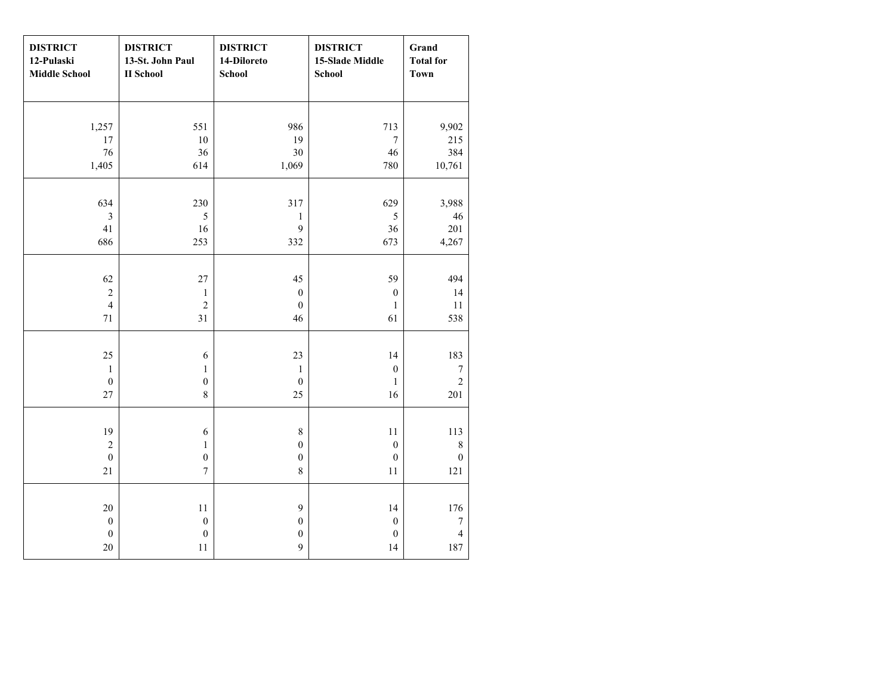| DISTRICT 12-Pulaski Middle School | DISTRICT 13-St. John Paul II School | DISTRICT 14-Diloreto School | DISTRICT 15-Slade Middle School | Grand Total for Town |
|---|---|---|---|---|
| 1,257 | 551 | 986 | 713 | 9,902 |
| 17 | 10 | 19 | 7 | 215 |
| 76 | 36 | 30 | 46 | 384 |
| 1,405 | 614 | 1,069 | 780 | 10,761 |
| 634 | 230 | 317 | 629 | 3,988 |
| 3 | 5 | 1 | 5 | 46 |
| 41 | 16 | 9 | 36 | 201 |
| 686 | 253 | 332 | 673 | 4,267 |
| 62 | 27 | 45 | 59 | 494 |
| 2 | 1 | 0 | 0 | 14 |
| 4 | 2 | 0 | 1 | 11 |
| 71 | 31 | 46 | 61 | 538 |
| 25 | 6 | 23 | 14 | 183 |
| 1 | 1 | 1 | 0 | 7 |
| 0 | 0 | 0 | 1 | 2 |
| 27 | 8 | 25 | 16 | 201 |
| 19 | 6 | 8 | 11 | 113 |
| 2 | 1 | 0 | 0 | 8 |
| 0 | 0 | 0 | 0 | 0 |
| 21 | 7 | 8 | 11 | 121 |
| 20 | 11 | 9 | 14 | 176 |
| 0 | 0 | 0 | 0 | 7 |
| 0 | 0 | 0 | 0 | 4 |
| 20 | 11 | 9 | 14 | 187 |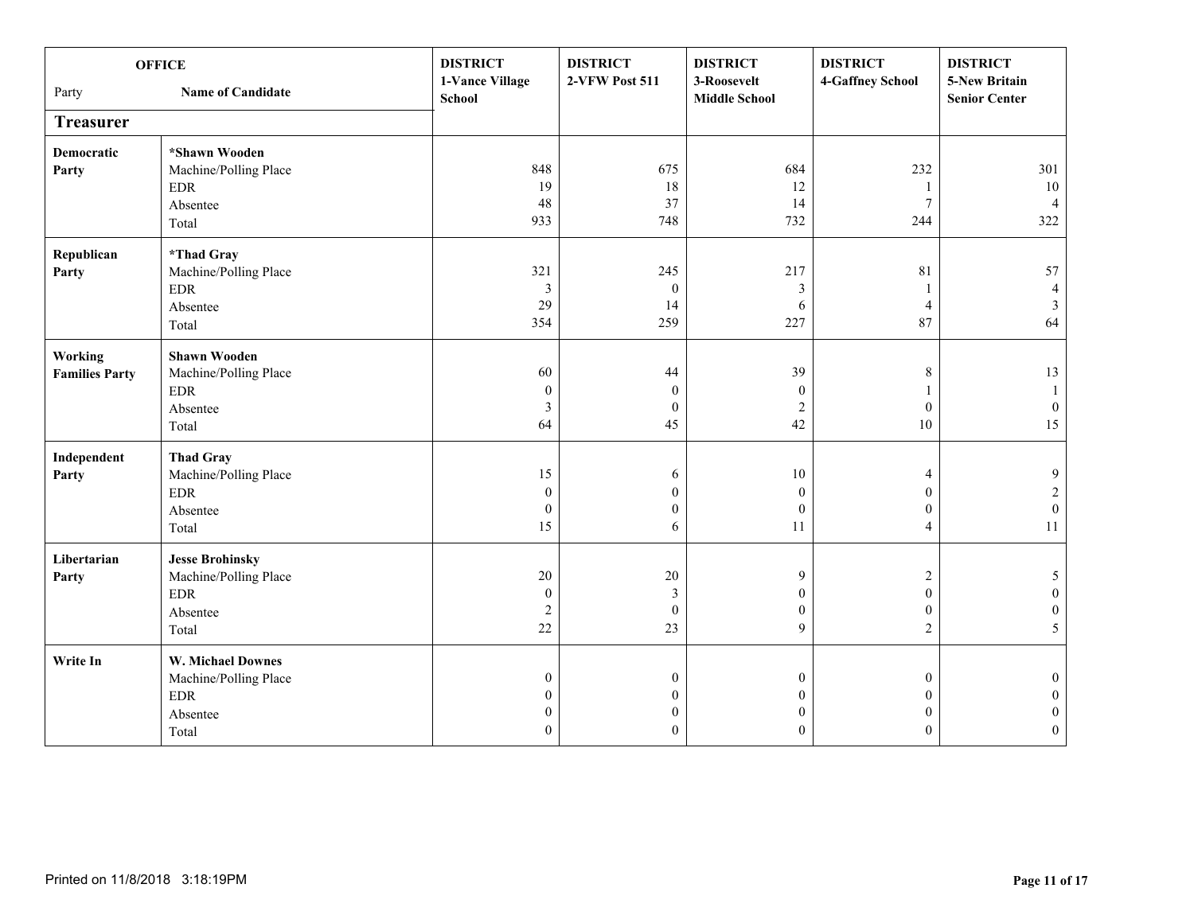| OFFICE<br>Party | Name of Candidate | DISTRICT<br>1-Vance Village School | DISTRICT<br>2-VFW Post 511 | DISTRICT<br>3-Roosevelt Middle School | DISTRICT<br>4-Gaffney School | DISTRICT<br>5-New Britain Senior Center |
|---|---|---|---|---|---|---|
| **Treasurer** | | | | | | |
| **Democratic Party** | ***Shawn Wooden** | | | | | |
| | Machine/Polling Place | 848 | 675 | 684 | 232 | 301 |
| | EDR | 19 | 18 | 12 | 1 | 10 |
| | Absentee | 48 | 37 | 14 | 7 | 4 |
| | Total | 933 | 748 | 732 | 244 | 322 |
| **Republican Party** | ***Thad Gray** | | | | | |
| | Machine/Polling Place | 321 | 245 | 217 | 81 | 57 |
| | EDR | 3 | 0 | 3 | 1 | 4 |
| | Absentee | 29 | 14 | 6 | 4 | 3 |
| | Total | 354 | 259 | 227 | 87 | 64 |
| **Working Families Party** | **Shawn Wooden** | | | | | |
| | Machine/Polling Place | 60 | 44 | 39 | 8 | 13 |
| | EDR | 0 | 0 | 0 | 1 | 1 |
| | Absentee | 3 | 0 | 2 | 0 | 0 |
| | Total | 64 | 45 | 42 | 10 | 15 |
| **Independent Party** | **Thad Gray** | | | | | |
| | Machine/Polling Place | 15 | 6 | 10 | 4 | 9 |
| | EDR | 0 | 0 | 0 | 0 | 2 |
| | Absentee | 0 | 0 | 0 | 0 | 0 |
| | Total | 15 | 6 | 11 | 4 | 11 |
| **Libertarian Party** | **Jesse Brohinsky** | | | | | |
| | Machine/Polling Place | 20 | 20 | 9 | 2 | 5 |
| | EDR | 0 | 3 | 0 | 0 | 0 |
| | Absentee | 2 | 0 | 0 | 0 | 0 |
| | Total | 22 | 23 | 9 | 2 | 5 |
| **Write In** | **W. Michael Downes** | | | | | |
| | Machine/Polling Place | 0 | 0 | 0 | 0 | 0 |
| | EDR | 0 | 0 | 0 | 0 | 0 |
| | Absentee | 0 | 0 | 0 | 0 | 0 |
| | Total | 0 | 0 | 0 | 0 | 0 |

Printed on 11/8/2018 3:18:19PM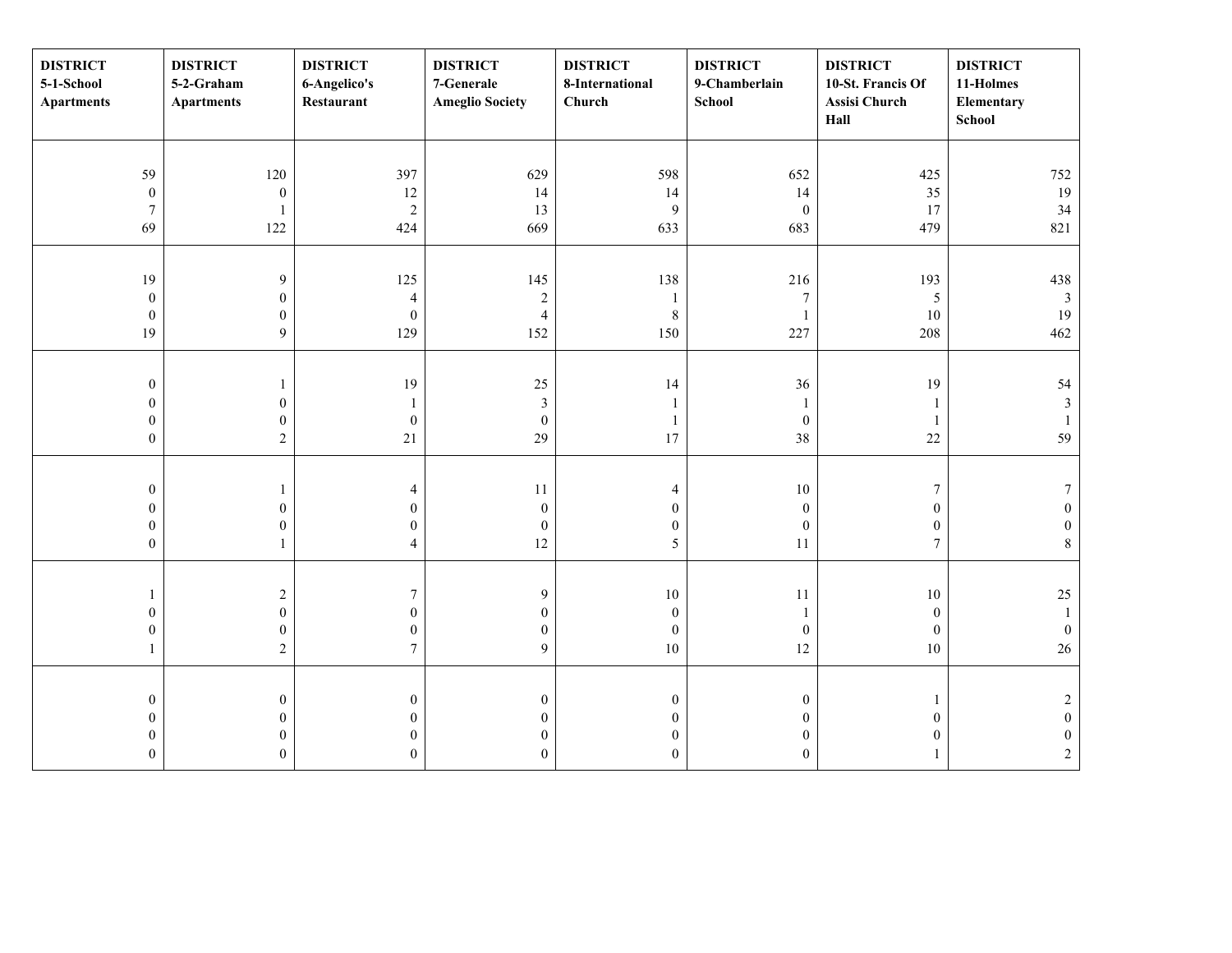| DISTRICT 5-1-School Apartments | DISTRICT 5-2-Graham Apartments | DISTRICT 6-Angelico's Restaurant | DISTRICT 7-Generale Ameglio Society | DISTRICT 8-International Church | DISTRICT 9-Chamberlain School | DISTRICT 10-St. Francis Of Assisi Church Hall | DISTRICT 11-Holmes Elementary School |
|---|---|---|---|---|---|---|---|
| 59<br>0<br>7<br>69 | 120<br>0<br>1<br>122 | 397<br>12<br>2<br>424 | 629<br>14<br>13<br>669 | 598<br>14<br>9<br>633 | 652<br>14<br>0<br>683 | 425<br>35<br>17<br>479 | 752<br>19<br>34<br>821 |
| 19<br>0<br>0<br>19 | 9<br>0<br>0<br>9 | 125<br>4<br>0<br>129 | 145<br>2<br>4<br>152 | 138<br>1<br>8<br>150 | 216<br>7<br>1<br>227 | 193<br>5<br>10<br>208 | 438<br>3<br>19<br>462 |
| 0<br>0<br>0<br>0 | 1<br>0<br>0<br>2 | 19<br>1<br>0<br>21 | 25<br>3<br>0<br>29 | 14<br>1<br>1<br>17 | 36<br>1<br>0<br>38 | 19<br>1<br>1<br>22 | 54<br>3<br>1<br>59 |
| 0<br>0<br>0<br>0 | 1<br>0<br>0<br>1 | 4<br>0<br>0<br>4 | 11<br>0<br>0<br>12 | 4<br>0<br>0<br>5 | 10<br>0<br>0<br>11 | 7<br>0<br>0<br>7 | 7<br>0<br>0<br>8 |
| 1<br>0<br>0<br>1 | 2<br>0<br>0<br>2 | 7<br>0<br>0<br>7 | 9<br>0<br>0<br>9 | 10<br>0<br>0<br>10 | 11<br>1<br>0<br>12 | 10<br>0<br>0<br>10 | 25<br>1<br>0<br>26 |
| 0<br>0<br>0<br>0 | 0<br>0<br>0<br>0 | 0<br>0<br>0<br>0 | 0<br>0<br>0<br>0 | 0<br>0<br>0<br>0 | 0<br>0<br>0<br>0 | 1<br>0<br>0<br>1 | 2<br>0<br>0<br>2 |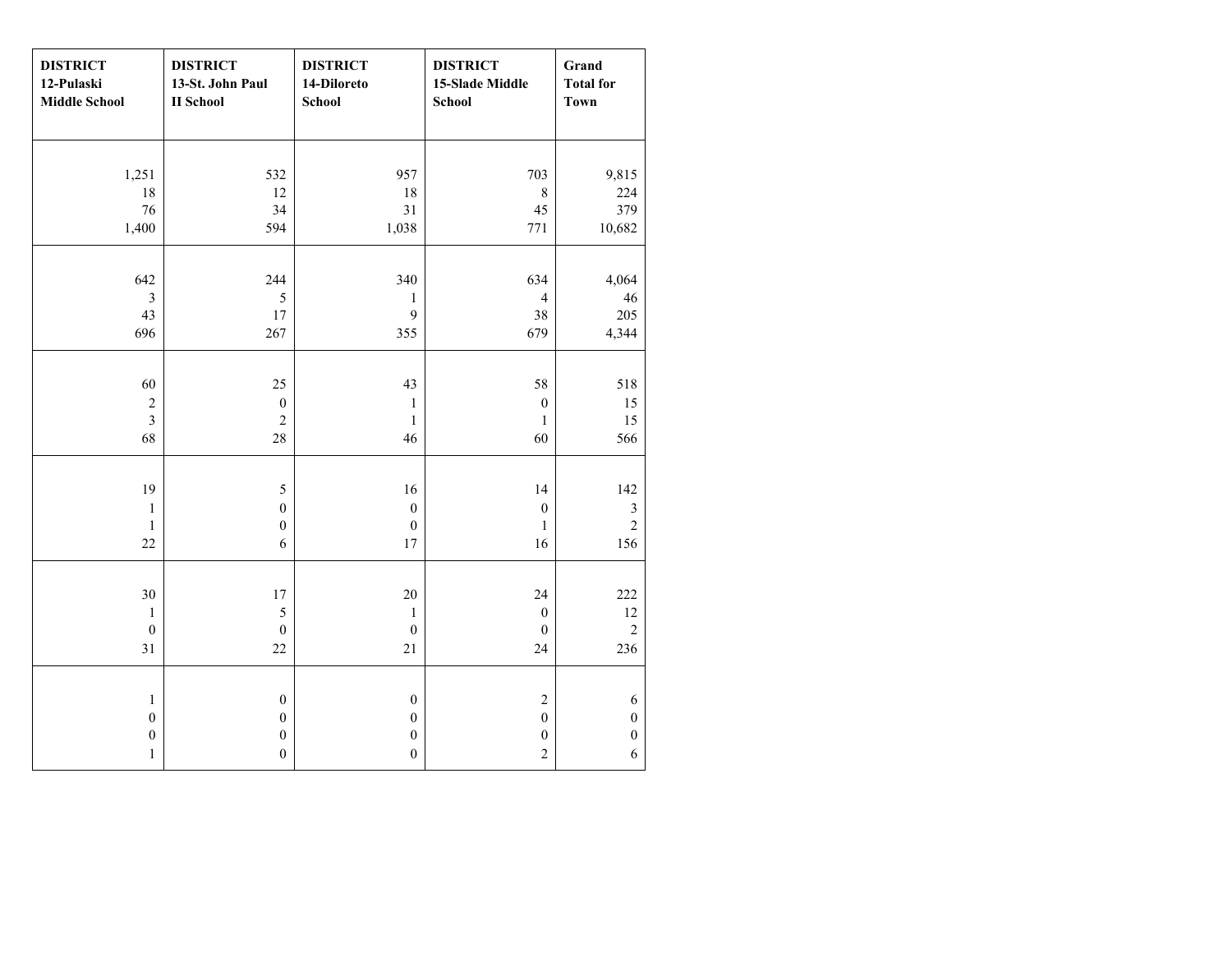| DISTRICT 12-Pulaski Middle School | DISTRICT 13-St. John Paul II School | DISTRICT 14-Diloreto School | DISTRICT 15-Slade Middle School | Grand Total for Town |
|---|---|---|---|---|
| 1,251 | 532 | 957 | 703 | 9,815 |
| 18 | 12 | 18 | 8 | 224 |
| 76 | 34 | 31 | 45 | 379 |
| 1,400 | 594 | 1,038 | 771 | 10,682 |
| 642 | 244 | 340 | 634 | 4,064 |
| 3 | 5 | 1 | 4 | 46 |
| 43 | 17 | 9 | 38 | 205 |
| 696 | 267 | 355 | 679 | 4,344 |
| 60 | 25 | 43 | 58 | 518 |
| 2 | 0 | 1 | 0 | 15 |
| 3 | 2 | 1 | 1 | 15 |
| 68 | 28 | 46 | 60 | 566 |
| 19 | 5 | 16 | 14 | 142 |
| 1 | 0 | 0 | 0 | 3 |
| 1 | 0 | 0 | 1 | 2 |
| 22 | 6 | 17 | 16 | 156 |
| 30 | 17 | 20 | 24 | 222 |
| 1 | 5 | 1 | 0 | 12 |
| 0 | 0 | 0 | 0 | 2 |
| 31 | 22 | 21 | 24 | 236 |
| 1 | 0 | 0 | 2 | 6 |
| 0 | 0 | 0 | 0 | 0 |
| 0 | 0 | 0 | 0 | 0 |
| 1 | 0 | 0 | 2 | 6 |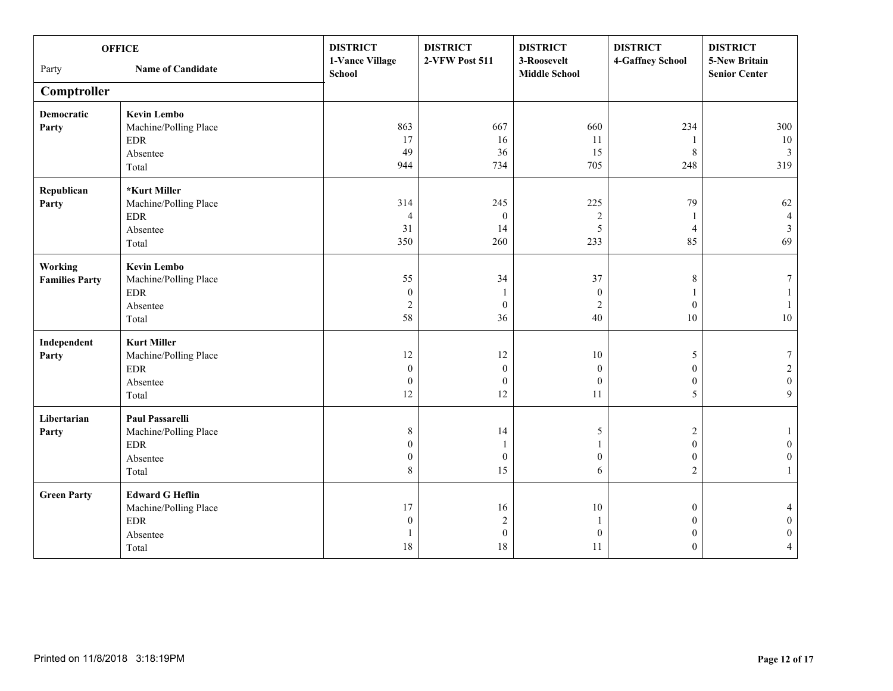| OFFICE | | DISTRICT 1-Vance Village School | DISTRICT 2-VFW Post 511 | DISTRICT 3-Roosevelt Middle School | DISTRICT 4-Gaffney School | DISTRICT 5-New Britain Senior Center |
|---|---|---|---|---|---|---|
| Party | Name of Candidate | | | | | |
| **Comptroller** | | | | | | |
| **Democratic Party** | **Kevin Lembo** | | | | | |
| | Machine/Polling Place | 863 | 667 | 660 | 234 | 300 |
| | EDR | 17 | 16 | 11 | 1 | 10 |
| | Absentee | 49 | 36 | 15 | 8 | 3 |
| | Total | 944 | 734 | 705 | 248 | 319 |
| **Republican Party** | ***Kurt Miller** | | | | | |
| | Machine/Polling Place | 314 | 245 | 225 | 79 | 62 |
| | EDR | 4 | 0 | 2 | 1 | 4 |
| | Absentee | 31 | 14 | 5 | 4 | 3 |
| | Total | 350 | 260 | 233 | 85 | 69 |
| **Working Families Party** | **Kevin Lembo** | | | | | |
| | Machine/Polling Place | 55 | 34 | 37 | 8 | 7 |
| | EDR | 0 | 1 | 0 | 1 | 1 |
| | Absentee | 2 | 0 | 2 | 0 | 1 |
| | Total | 58 | 36 | 40 | 10 | 10 |
| **Independent Party** | **Kurt Miller** | | | | | |
| | Machine/Polling Place | 12 | 12 | 10 | 5 | 7 |
| | EDR | 0 | 0 | 0 | 0 | 2 |
| | Absentee | 0 | 0 | 0 | 0 | 0 |
| | Total | 12 | 12 | 11 | 5 | 9 |
| **Libertarian Party** | **Paul Passarelli** | | | | | |
| | Machine/Polling Place | 8 | 14 | 5 | 2 | 1 |
| | EDR | 0 | 1 | 1 | 0 | 0 |
| | Absentee | 0 | 0 | 0 | 0 | 0 |
| | Total | 8 | 15 | 6 | 2 | 1 |
| **Green Party** | **Edward G Heflin** | | | | | |
| | Machine/Polling Place | 17 | 16 | 10 | 0 | 4 |
| | EDR | 0 | 2 | 1 | 0 | 0 |
| | Absentee | 1 | 0 | 0 | 0 | 0 |
| | Total | 18 | 18 | 11 | 0 | 4 |

Printed on 11/8/2018 3:18:19PM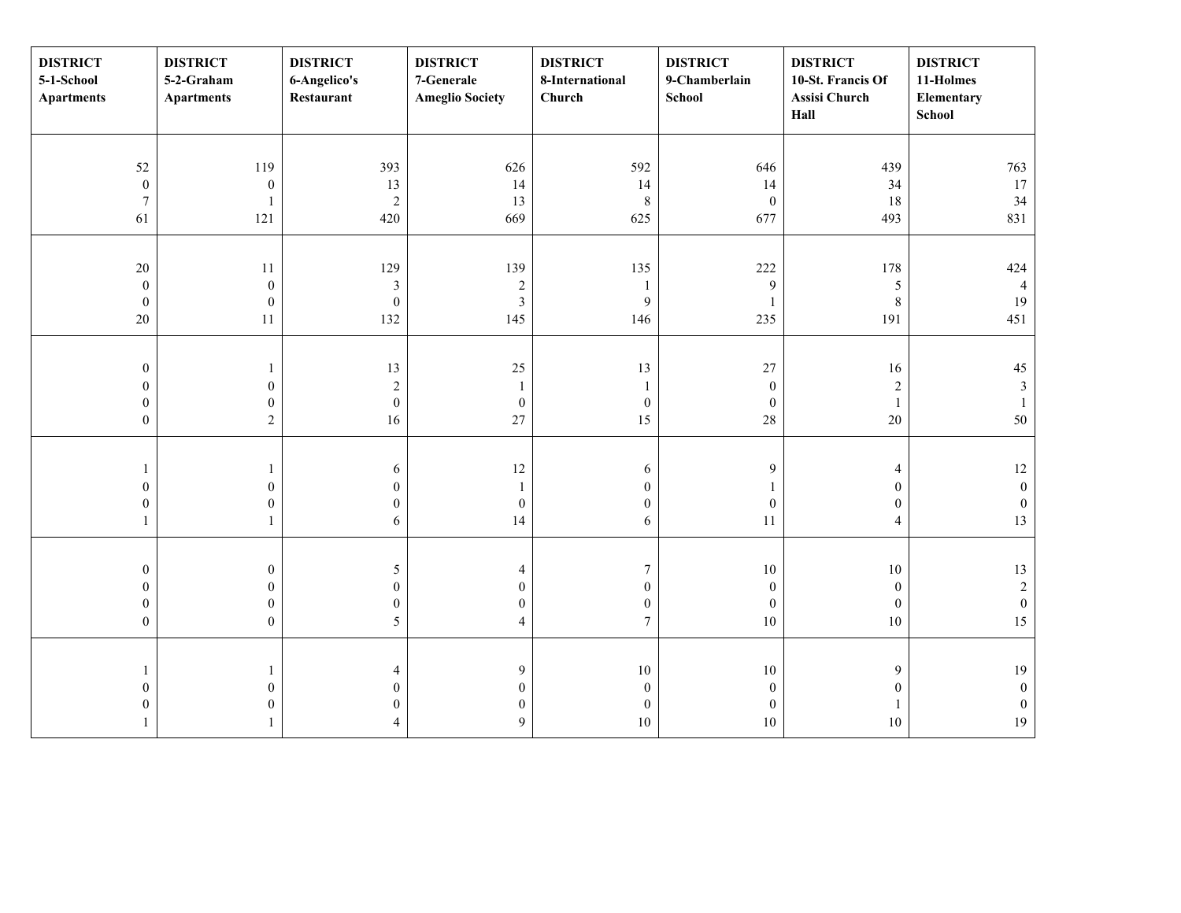| DISTRICT 5-1-School Apartments | DISTRICT 5-2-Graham Apartments | DISTRICT 6-Angelico's Restaurant | DISTRICT 7-Generale Ameglio Society | DISTRICT 8-International Church | DISTRICT 9-Chamberlain School | DISTRICT 10-St. Francis Of Assisi Church Hall | DISTRICT 11-Holmes Elementary School |
|---|---|---|---|---|---|---|---|
| 52<br>0<br>7<br>61 | 119<br>0<br>1<br>121 | 393<br>13<br>2<br>420 | 626<br>14<br>13<br>669 | 592<br>14<br>8<br>625 | 646<br>14<br>0<br>677 | 439<br>34<br>18<br>493 | 763<br>17<br>34<br>831 |
| 20<br>0<br>0<br>20 | 11<br>0<br>0<br>11 | 129<br>3<br>0<br>132 | 139<br>2<br>3<br>145 | 135<br>1<br>9<br>146 | 222<br>9<br>1<br>235 | 178<br>5<br>8<br>191 | 424<br>4<br>19<br>451 |
| 0<br>0<br>0<br>0 | 1<br>0<br>0<br>2 | 13<br>2<br>0<br>16 | 25<br>1<br>0<br>27 | 13<br>1<br>0<br>15 | 27<br>0<br>0<br>28 | 16<br>2<br>1<br>20 | 45<br>3<br>1<br>50 |
| 1<br>0<br>0<br>1 | 1<br>0<br>0<br>1 | 6<br>0<br>0<br>6 | 12<br>1<br>0<br>14 | 6<br>0<br>0<br>6 | 9<br>1<br>0<br>11 | 4<br>0<br>0<br>4 | 12<br>0<br>0<br>13 |
| 0<br>0<br>0<br>0 | 0<br>0<br>0<br>0 | 5<br>0<br>0<br>5 | 4<br>0<br>0<br>4 | 7<br>0<br>0<br>7 | 10<br>0<br>0<br>10 | 10<br>0<br>0<br>10 | 13<br>2<br>0<br>15 |
| 1<br>0<br>0<br>1 | 1<br>0<br>0<br>1 | 4<br>0<br>0<br>4 | 9<br>0<br>0<br>9 | 10<br>0<br>0<br>10 | 10<br>0<br>0<br>10 | 9<br>0<br>1<br>10 | 19<br>0<br>0<br>19 |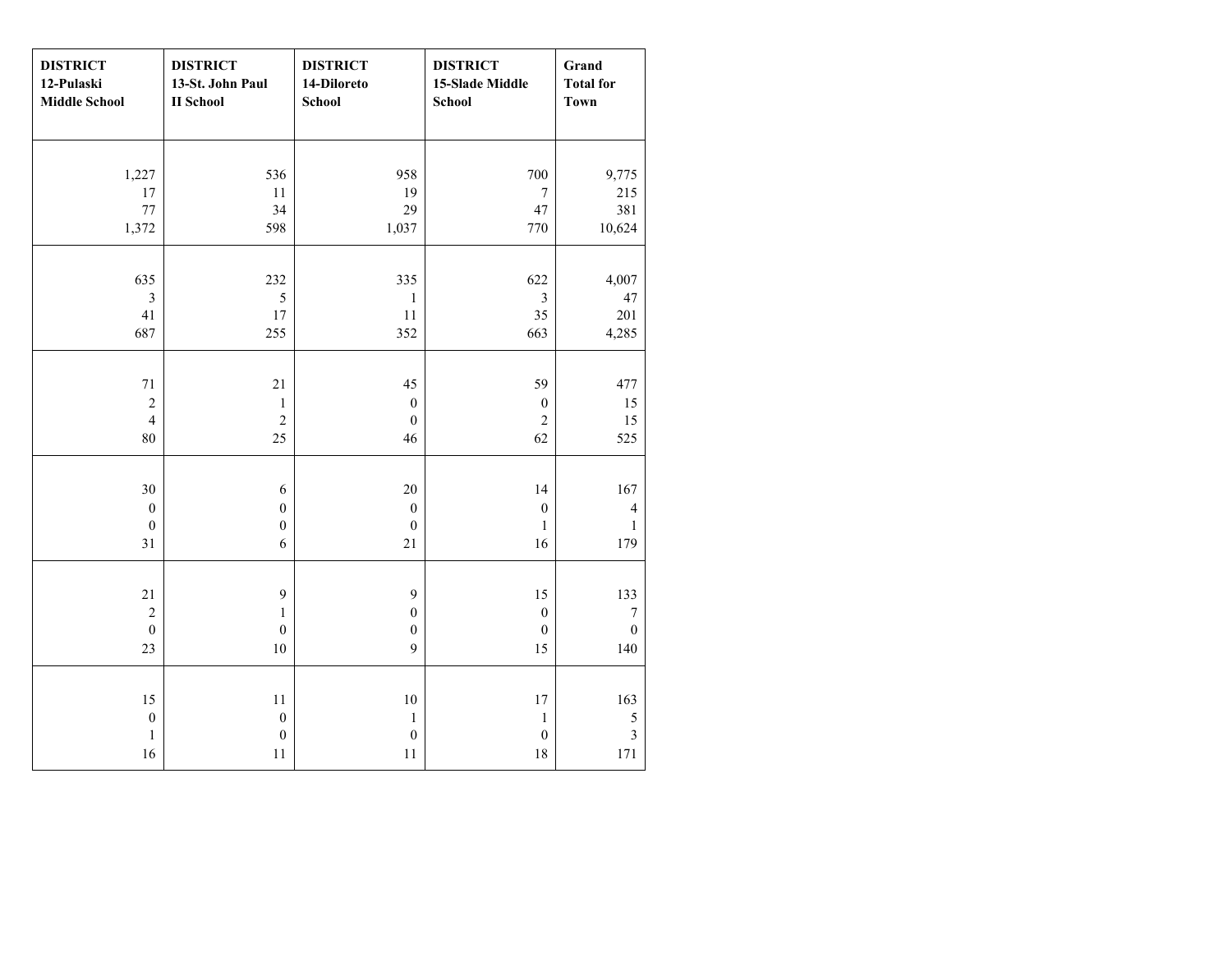| DISTRICT 12-Pulaski Middle School | DISTRICT 13-St. John Paul II School | DISTRICT 14-Diloreto School | DISTRICT 15-Slade Middle School | Grand Total for Town |
|---|---|---|---|---|
| 1,227 | 536 | 958 | 700 | 9,775 |
| 17 | 11 | 19 | 7 | 215 |
| 77 | 34 | 29 | 47 | 381 |
| 1,372 | 598 | 1,037 | 770 | 10,624 |
| 635 | 232 | 335 | 622 | 4,007 |
| 3 | 5 | 1 | 3 | 47 |
| 41 | 17 | 11 | 35 | 201 |
| 687 | 255 | 352 | 663 | 4,285 |
| 71 | 21 | 45 | 59 | 477 |
| 2 | 1 | 0 | 0 | 15 |
| 4 | 2 | 0 | 2 | 15 |
| 80 | 25 | 46 | 62 | 525 |
| 30 | 6 | 20 | 14 | 167 |
| 0 | 0 | 0 | 0 | 4 |
| 0 | 0 | 0 | 1 | 1 |
| 31 | 6 | 21 | 16 | 179 |
| 21 | 9 | 9 | 15 | 133 |
| 2 | 1 | 0 | 0 | 7 |
| 0 | 0 | 0 | 0 | 0 |
| 23 | 10 | 9 | 15 | 140 |
| 15 | 11 | 10 | 17 | 163 |
| 0 | 0 | 1 | 1 | 5 |
| 1 | 0 | 0 | 0 | 3 |
| 16 | 11 | 11 | 18 | 171 |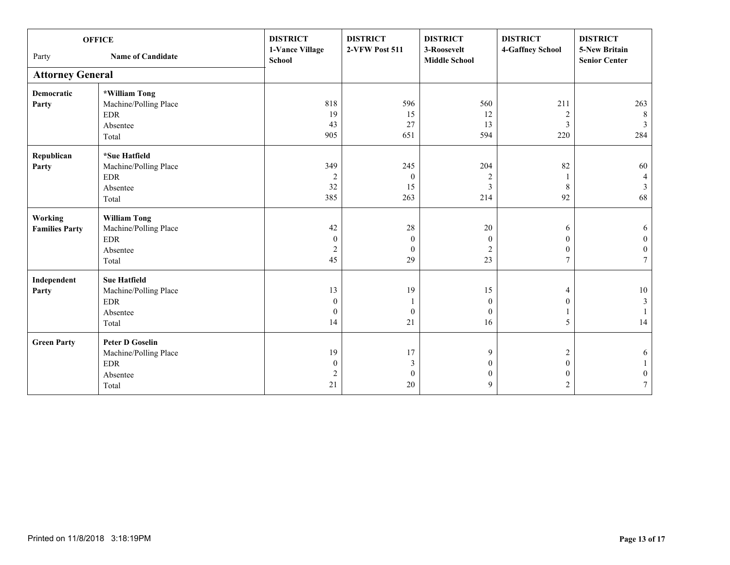| OFFICE<br>Party | Name of Candidate | DISTRICT<br>1-Vance Village School | DISTRICT<br>2-VFW Post 511 | DISTRICT<br>3-Roosevelt Middle School | DISTRICT<br>4-Gaffney School | DISTRICT<br>5-New Britain Senior Center |
|---|---|---|---|---|---|---|
| **Attorney General** | | | | | | |
| **Democratic Party** | **\*William Tong** | | | | | |
| | Machine/Polling Place | 818 | 596 | 560 | 211 | 263 |
| | EDR | 19 | 15 | 12 | 2 | 8 |
| | Absentee | 43 | 27 | 13 | 3 | 3 |
| | Total | 905 | 651 | 594 | 220 | 284 |
| **Republican Party** | **\*Sue Hatfield** | | | | | |
| | Machine/Polling Place | 349 | 245 | 204 | 82 | 60 |
| | EDR | 2 | 0 | 2 | 1 | 4 |
| | Absentee | 32 | 15 | 3 | 8 | 3 |
| | Total | 385 | 263 | 214 | 92 | 68 |
| **Working Families Party** | **William Tong** | | | | | |
| | Machine/Polling Place | 42 | 28 | 20 | 6 | 6 |
| | EDR | 0 | 0 | 0 | 0 | 0 |
| | Absentee | 2 | 0 | 2 | 0 | 0 |
| | Total | 45 | 29 | 23 | 7 | 7 |
| **Independent Party** | **Sue Hatfield** | | | | | |
| | Machine/Polling Place | 13 | 19 | 15 | 4 | 10 |
| | EDR | 0 | 1 | 0 | 0 | 3 |
| | Absentee | 0 | 0 | 0 | 1 | 1 |
| | Total | 14 | 21 | 16 | 5 | 14 |
| **Green Party** | **Peter D Goselin** | | | | | |
| | Machine/Polling Place | 19 | 17 | 9 | 2 | 6 |
| | EDR | 0 | 3 | 0 | 0 | 1 |
| | Absentee | 2 | 0 | 0 | 0 | 0 |
| | Total | 21 | 20 | 9 | 2 | 7 |

Printed on 11/8/2018 3:18:19PM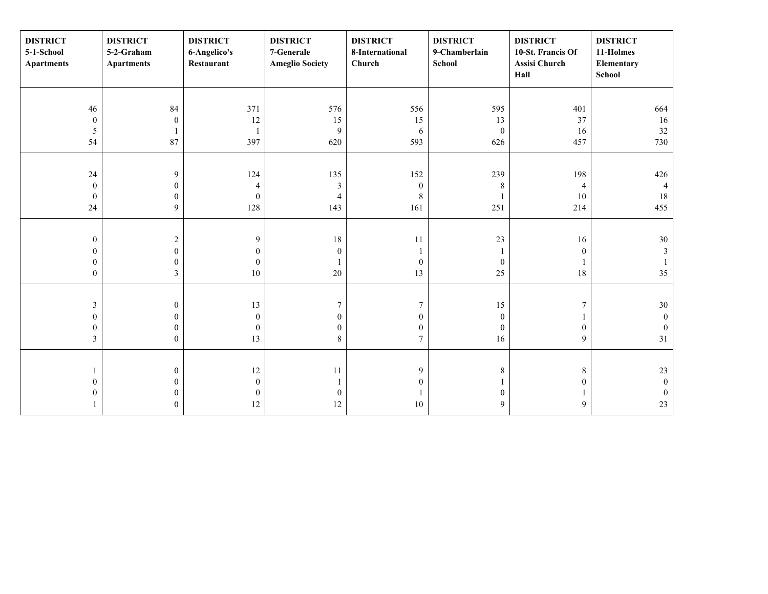| DISTRICT 5-1-School Apartments | DISTRICT 5-2-Graham Apartments | DISTRICT 6-Angelico's Restaurant | DISTRICT 7-Generale Ameglio Society | DISTRICT 8-International Church | DISTRICT 9-Chamberlain School | DISTRICT 10-St. Francis Of Assisi Church Hall | DISTRICT 11-Holmes Elementary School |
|---|---|---|---|---|---|---|---|
| 46<br>0<br>5<br>54 | 84<br>0<br>1<br>87 | 371<br>12<br>1<br>397 | 576<br>15<br>9<br>620 | 556<br>15<br>6<br>593 | 595<br>13<br>0<br>626 | 401<br>37<br>16<br>457 | 664<br>16<br>32<br>730 |
| 24<br>0<br>0<br>24 | 9<br>0<br>0<br>9 | 124<br>4<br>0<br>128 | 135<br>3<br>4<br>143 | 152<br>0<br>8<br>161 | 239<br>8<br>1<br>251 | 198<br>4<br>10<br>214 | 426<br>4<br>18<br>455 |
| 0<br>0<br>0<br>0 | 2<br>0<br>0<br>3 | 9<br>0<br>0<br>10 | 18<br>0<br>1<br>20 | 11<br>1<br>0<br>13 | 23<br>1<br>0<br>25 | 16<br>0<br>1<br>18 | 30<br>3<br>1<br>35 |
| 3<br>0<br>0<br>3 | 0<br>0<br>0<br>0 | 13<br>0<br>0<br>13 | 7<br>0<br>0<br>8 | 7<br>0<br>0<br>7 | 15<br>0<br>0<br>16 | 7<br>1<br>0<br>9 | 30<br>0<br>0<br>31 |
| 1<br>0<br>0<br>1 | 0<br>0<br>0<br>0 | 12<br>0<br>0<br>12 | 11<br>1<br>0<br>12 | 9<br>0<br>1<br>10 | 8<br>1<br>0<br>9 | 8<br>0<br>1<br>9 | 23<br>0<br>0<br>23 |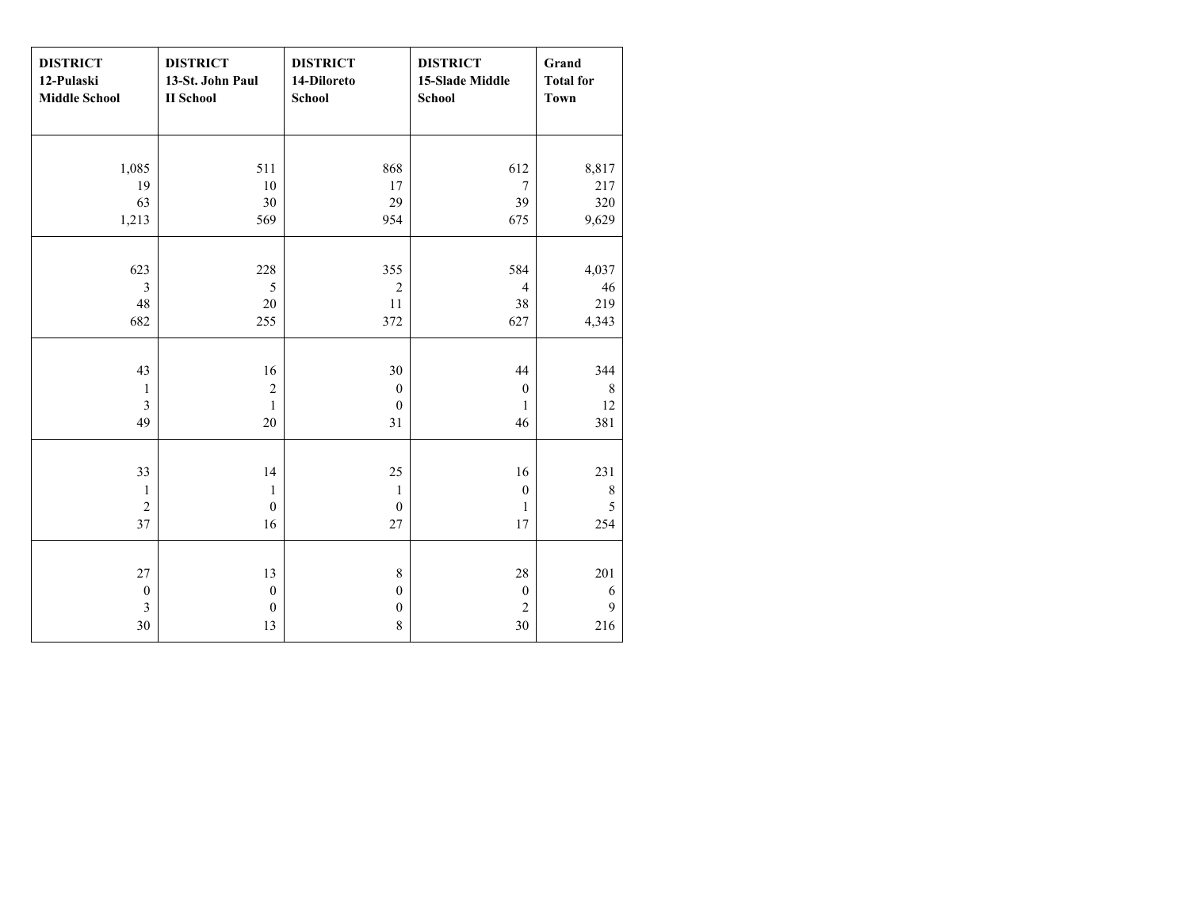| DISTRICT 12-Pulaski Middle School | DISTRICT 13-St. John Paul II School | DISTRICT 14-Diloreto School | DISTRICT 15-Slade Middle School | Grand Total for Town |
|---|---|---|---|---|
| 1,085 | 511 | 868 | 612 | 8,817 |
| 19 | 10 | 17 | 7 | 217 |
| 63 | 30 | 29 | 39 | 320 |
| 1,213 | 569 | 954 | 675 | 9,629 |
| 623 | 228 | 355 | 584 | 4,037 |
| 3 | 5 | 2 | 4 | 46 |
| 48 | 20 | 11 | 38 | 219 |
| 682 | 255 | 372 | 627 | 4,343 |
| 43 | 16 | 30 | 44 | 344 |
| 1 | 2 | 0 | 0 | 8 |
| 3 | 1 | 0 | 1 | 12 |
| 49 | 20 | 31 | 46 | 381 |
| 33 | 14 | 25 | 16 | 231 |
| 1 | 1 | 1 | 0 | 8 |
| 2 | 0 | 0 | 1 | 5 |
| 37 | 16 | 27 | 17 | 254 |
| 27 | 13 | 8 | 28 | 201 |
| 0 | 0 | 0 | 0 | 6 |
| 3 | 0 | 0 | 2 | 9 |
| 30 | 13 | 8 | 30 | 216 |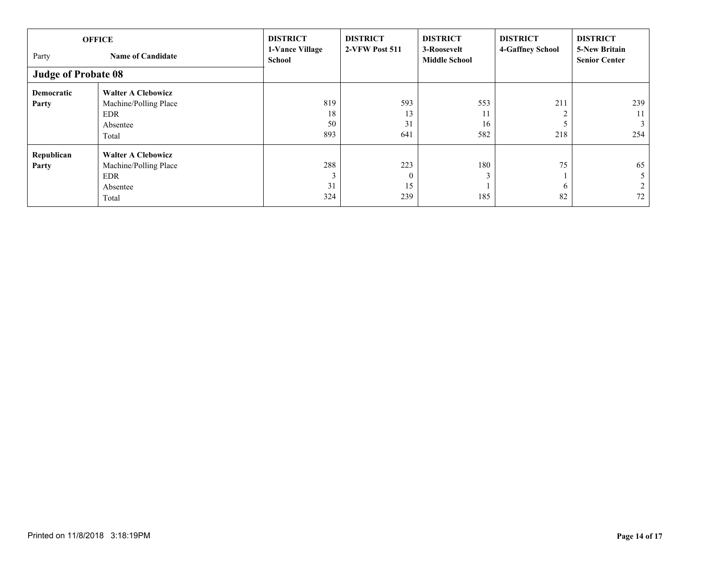| OFFICE<br>Party | Name of Candidate | DISTRICT 1-Vance Village School | DISTRICT 2-VFW Post 511 | DISTRICT 3-Roosevelt Middle School | DISTRICT 4-Gaffney School | DISTRICT 5-New Britain Senior Center |
|---|---|---|---|---|---|---|
| **Judge of Probate 08** | | | | | | |
| **Democratic Party** | **Walter A Clebowicz** | | | | | |
| | Machine/Polling Place | 819 | 593 | 553 | 211 | 239 |
| | EDR | 18 | 13 | 11 | 2 | 11 |
| | Absentee | 50 | 31 | 16 | 5 | 3 |
| | Total | 893 | 641 | 582 | 218 | 254 |
| **Republican Party** | **Walter A Clebowicz** | | | | | |
| | Machine/Polling Place | 288 | 223 | 180 | 75 | 65 |
| | EDR | 3 | 0 | 3 | 1 | 5 |
| | Absentee | 31 | 15 | 1 | 6 | 2 |
| | Total | 324 | 239 | 185 | 82 | 72 |

Printed on 11/8/2018 3:18:19PM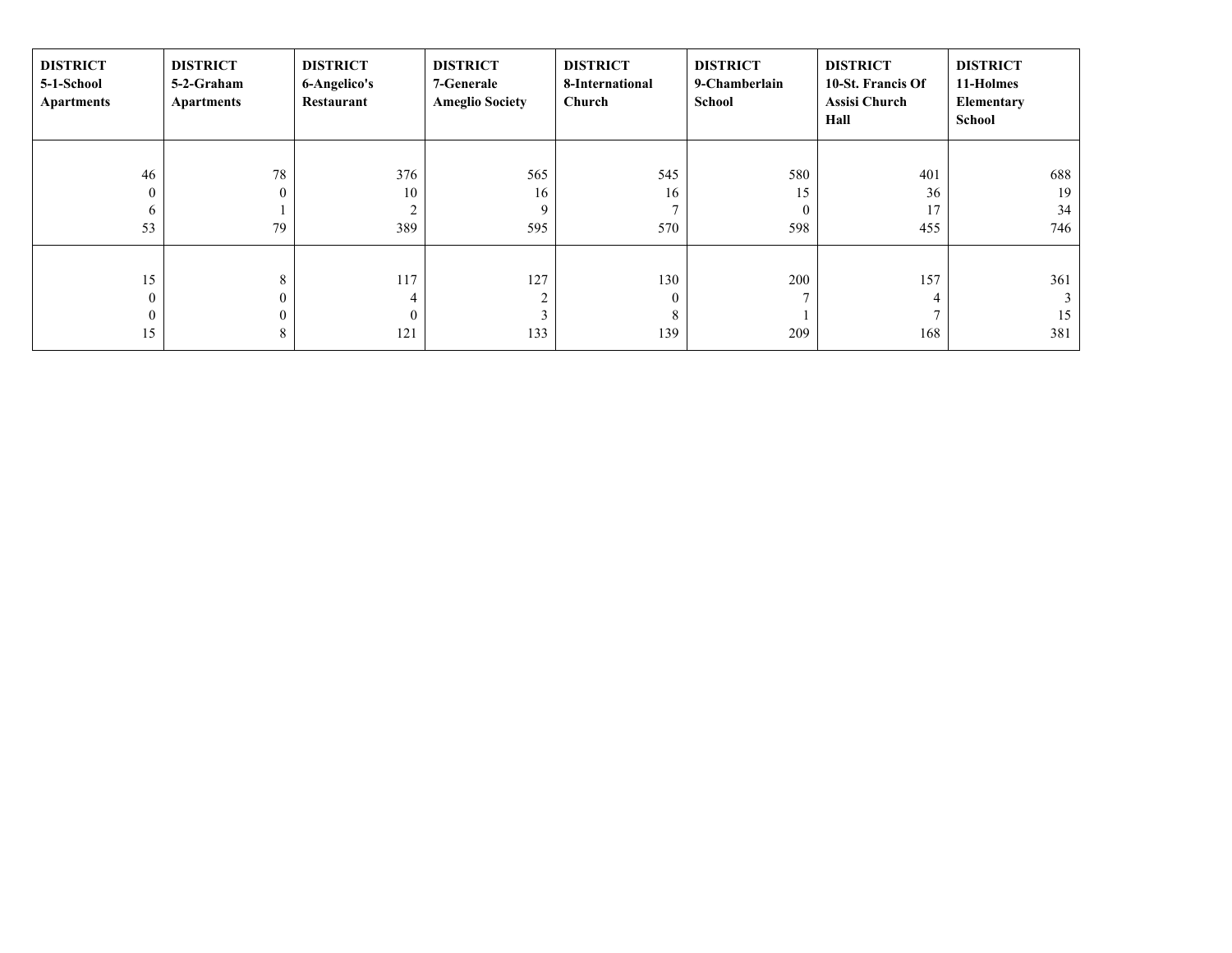| DISTRICT 5-1-School Apartments | DISTRICT 5-2-Graham Apartments | DISTRICT 6-Angelico's Restaurant | DISTRICT 7-Generale Ameglio Society | DISTRICT 8-International Church | DISTRICT 9-Chamberlain School | DISTRICT 10-St. Francis Of Assisi Church Hall | DISTRICT 11-Holmes Elementary School |
|---|---|---|---|---|---|---|---|
| 46 | 78 | 376 | 565 | 545 | 580 | 401 | 688 |
| 0 | 0 | 10 | 16 | 16 | 15 | 36 | 19 |
| 6 | 1 | 2 | 9 | 7 | 0 | 17 | 34 |
| 53 | 79 | 389 | 595 | 570 | 598 | 455 | 746 |
| 15 | 8 | 117 | 127 | 130 | 200 | 157 | 361 |
| 0 | 0 | 4 | 2 | 0 | 7 | 4 | 3 |
| 0 | 0 | 0 | 3 | 8 | 1 | 7 | 15 |
| 15 | 8 | 121 | 133 | 139 | 209 | 168 | 381 |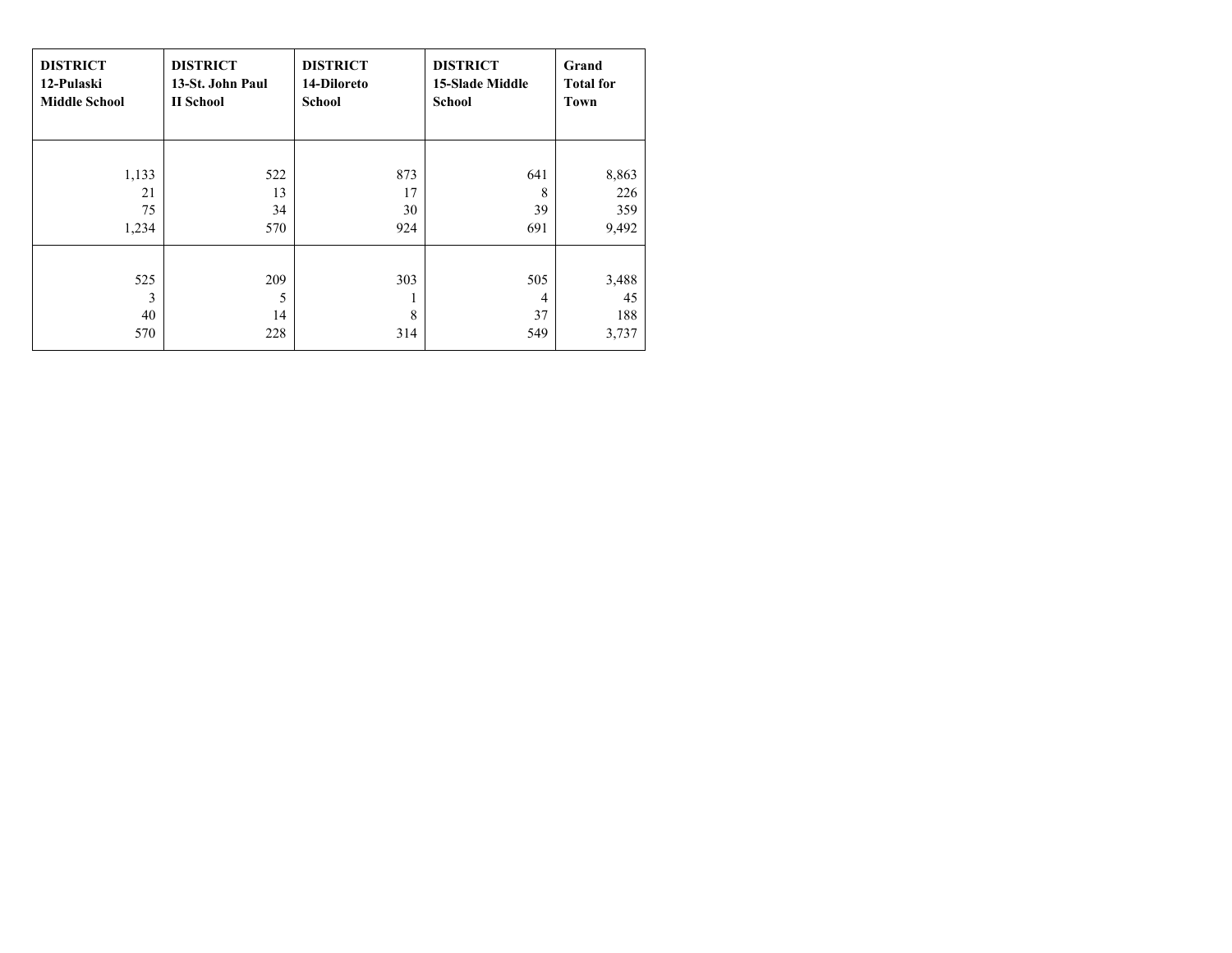| DISTRICT 12-Pulaski Middle School | DISTRICT 13-St. John Paul II School | DISTRICT 14-Diloreto School | DISTRICT 15-Slade Middle School | Grand Total for Town |
|---|---|---|---|---|
| 1,133 | 522 | 873 | 641 | 8,863 |
| 21 | 13 | 17 | 8 | 226 |
| 75 | 34 | 30 | 39 | 359 |
| 1,234 | 570 | 924 | 691 | 9,492 |
| 525 | 209 | 303 | 505 | 3,488 |
| 3 | 5 | 1 | 4 | 45 |
| 40 | 14 | 8 | 37 | 188 |
| 570 | 228 | 314 | 549 | 3,737 |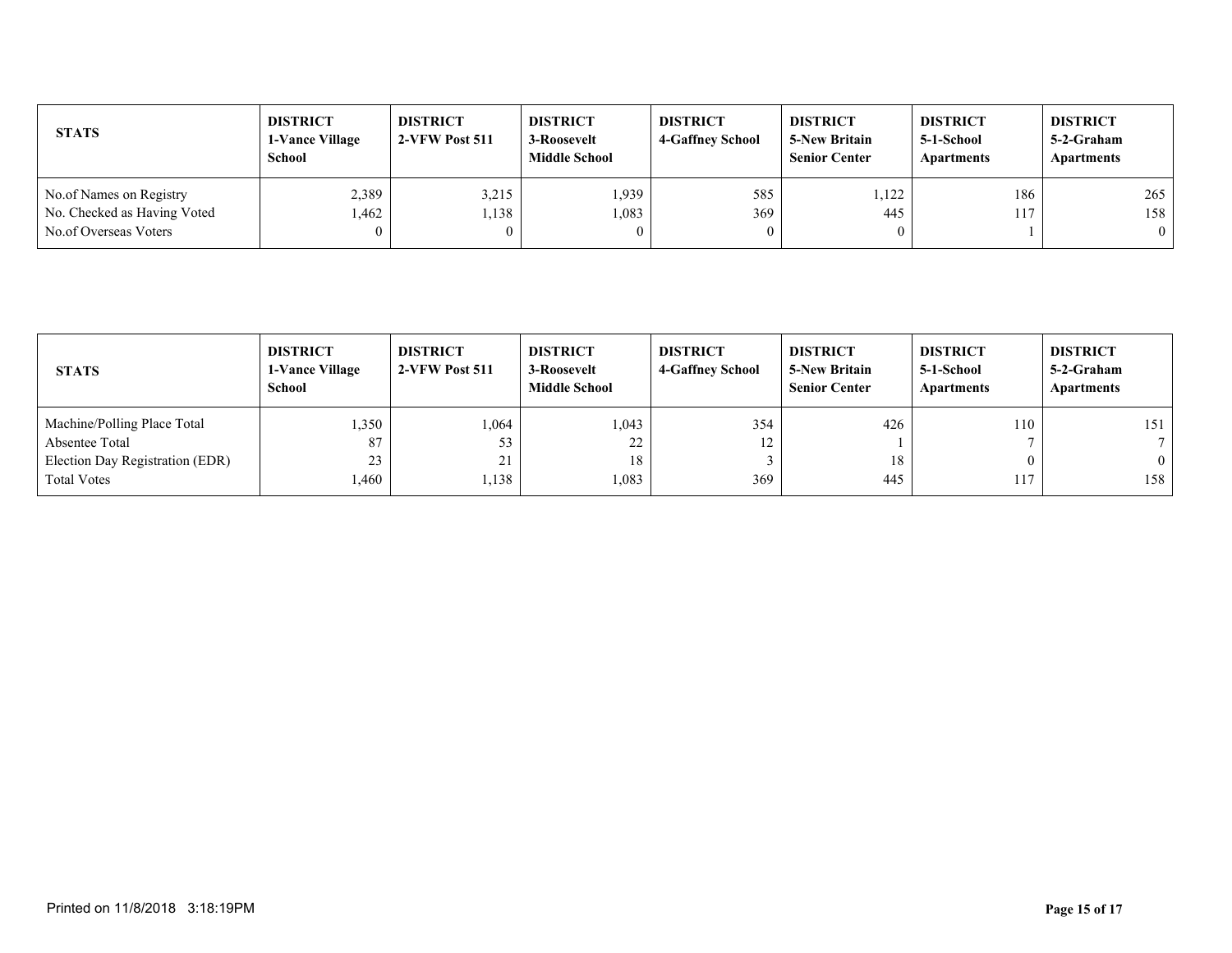| STATS | DISTRICT 1-Vance Village School | DISTRICT 2-VFW Post 511 | DISTRICT 3-Roosevelt Middle School | DISTRICT 4-Gaffney School | DISTRICT 5-New Britain Senior Center | DISTRICT 5-1-School Apartments | DISTRICT 5-2-Graham Apartments |
|---|---|---|---|---|---|---|---|
| No.of Names on Registry | 2,389 | 3,215 | 1,939 | 585 | 1,122 | 186 | 265 |
| No. Checked as Having Voted | 1,462 | 1,138 | 1,083 | 369 | 445 | 117 | 158 |
| No.of Overseas Voters | 0 | 0 | 0 | 0 | 0 | 1 | 0 |

| STATS | DISTRICT 1-Vance Village School | DISTRICT 2-VFW Post 511 | DISTRICT 3-Roosevelt Middle School | DISTRICT 4-Gaffney School | DISTRICT 5-New Britain Senior Center | DISTRICT 5-1-School Apartments | DISTRICT 5-2-Graham Apartments |
|---|---|---|---|---|---|---|---|
| Machine/Polling Place Total | 1,350 | 1,064 | 1,043 | 354 | 426 | 110 | 151 |
| Absentee Total | 87 | 53 | 22 | 12 | 1 | 7 | 7 |
| Election Day Registration (EDR) | 23 | 21 | 18 | 3 | 18 | 0 | 0 |
| Total Votes | 1,460 | 1,138 | 1,083 | 369 | 445 | 117 | 158 |

Printed on 11/8/2018 3:18:19PM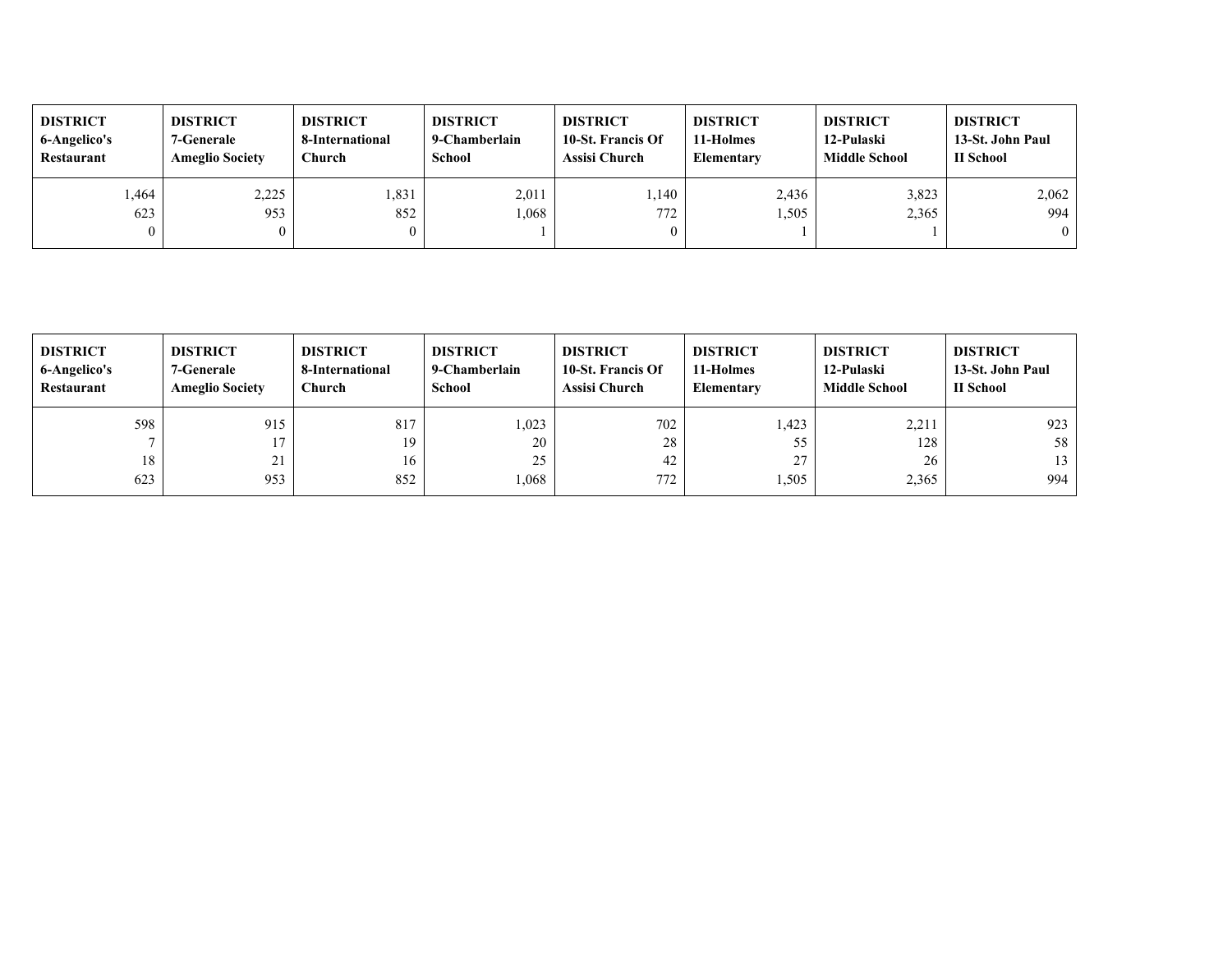| DISTRICT 6-Angelico's Restaurant | DISTRICT 7-Generale Ameglio Society | DISTRICT 8-International Church | DISTRICT 9-Chamberlain School | DISTRICT 10-St. Francis Of Assisi Church | DISTRICT 11-Holmes Elementary | DISTRICT 12-Pulaski Middle School | DISTRICT 13-St. John Paul II School |
|---|---|---|---|---|---|---|---|
| 1,464 | 2,225 | 1,831 | 2,011 | 1,140 | 2,436 | 3,823 | 2,062 |
| 623 | 953 | 852 | 1,068 | 772 | 1,505 | 2,365 | 994 |
| 0 | 0 | 0 | 1 | 0 | 1 | 1 | 0 |

| DISTRICT 6-Angelico's Restaurant | DISTRICT 7-Generale Ameglio Society | DISTRICT 8-International Church | DISTRICT 9-Chamberlain School | DISTRICT 10-St. Francis Of Assisi Church | DISTRICT 11-Holmes Elementary | DISTRICT 12-Pulaski Middle School | DISTRICT 13-St. John Paul II School |
|---|---|---|---|---|---|---|---|
| 598 | 915 | 817 | 1,023 | 702 | 1,423 | 2,211 | 923 |
| 7 | 17 | 19 | 20 | 28 | 55 | 128 | 58 |
| 18 | 21 | 16 | 25 | 42 | 27 | 26 | 13 |
| 623 | 953 | 852 | 1,068 | 772 | 1,505 | 2,365 | 994 |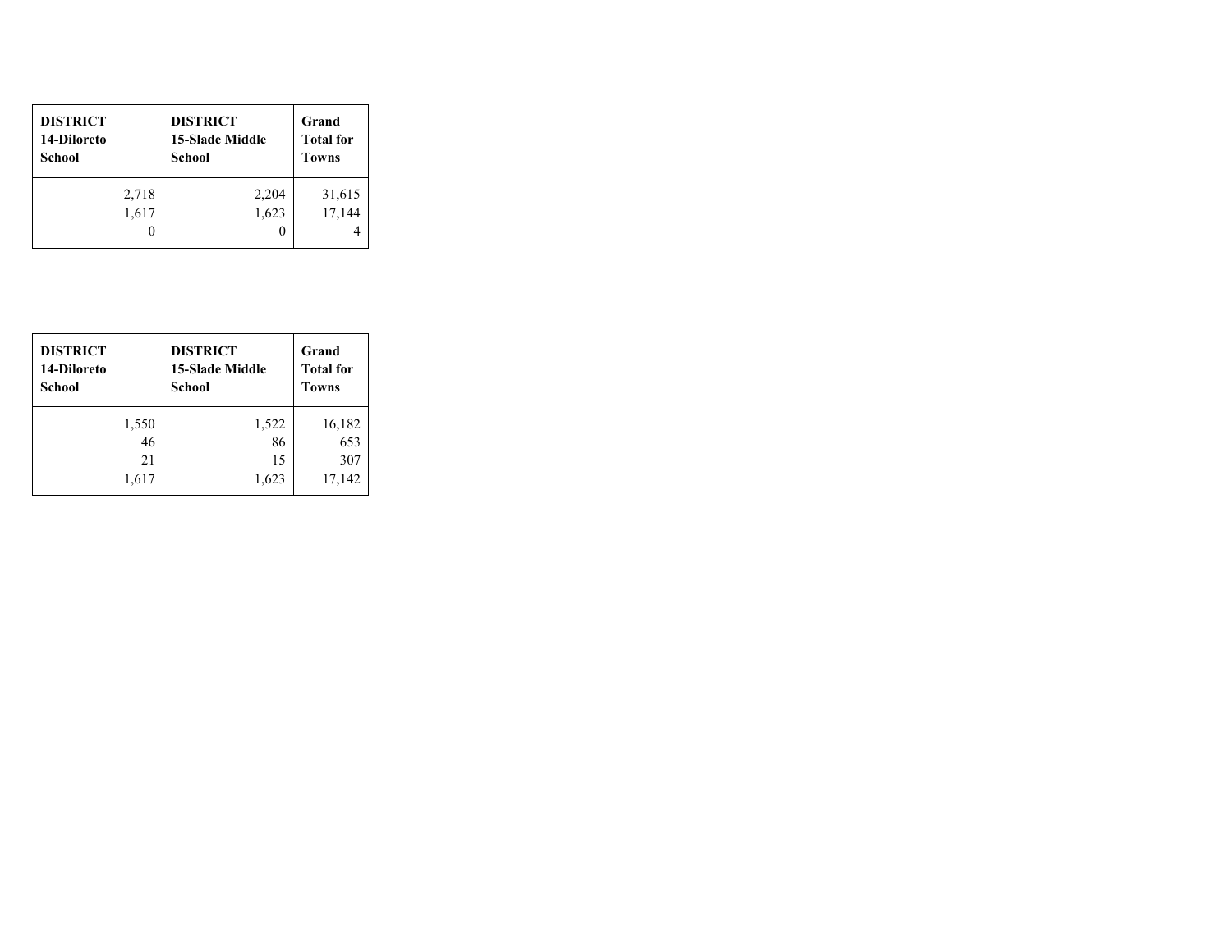| DISTRICT 14-Diloreto School | DISTRICT 15-Slade Middle School | Grand Total for Towns |
|---:|---:|---:|
| 2,718 | 2,204 | 31,615 |
| 1,617 | 1,623 | 17,144 |
| 0 | 0 | 4 |

| DISTRICT 14-Diloreto School | DISTRICT 15-Slade Middle School | Grand Total for Towns |
|---:|---:|---:|
| 1,550 | 1,522 | 16,182 |
| 46 | 86 | 653 |
| 21 | 15 | 307 |
| 1,617 | 1,623 | 17,142 |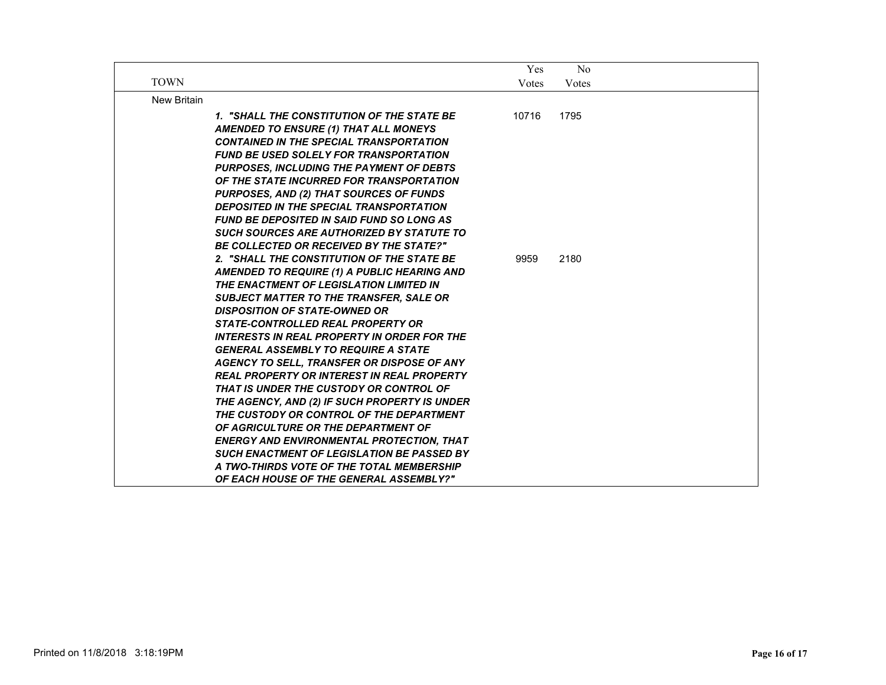| TOWN | | Yes Votes | No Votes |
|---|---|---|---|
| New Britain | | | |
| | ***1. "SHALL THE CONSTITUTION OF THE STATE BE AMENDED TO ENSURE (1) THAT ALL MONEYS CONTAINED IN THE SPECIAL TRANSPORTATION FUND BE USED SOLELY FOR TRANSPORTATION PURPOSES, INCLUDING THE PAYMENT OF DEBTS OF THE STATE INCURRED FOR TRANSPORTATION PURPOSES, AND (2) THAT SOURCES OF FUNDS DEPOSITED IN THE SPECIAL TRANSPORTATION FUND BE DEPOSITED IN SAID FUND SO LONG AS SUCH SOURCES ARE AUTHORIZED BY STATUTE TO BE COLLECTED OR RECEIVED BY THE STATE?"*** | 10716 | 1795 |
| | ***2. "SHALL THE CONSTITUTION OF THE STATE BE AMENDED TO REQUIRE (1) A PUBLIC HEARING AND THE ENACTMENT OF LEGISLATION LIMITED IN SUBJECT MATTER TO THE TRANSFER, SALE OR DISPOSITION OF STATE-OWNED OR STATE-CONTROLLED REAL PROPERTY OR INTERESTS IN REAL PROPERTY IN ORDER FOR THE GENERAL ASSEMBLY TO REQUIRE A STATE AGENCY TO SELL, TRANSFER OR DISPOSE OF ANY REAL PROPERTY OR INTEREST IN REAL PROPERTY THAT IS UNDER THE CUSTODY OR CONTROL OF THE AGENCY, AND (2) IF SUCH PROPERTY IS UNDER THE CUSTODY OR CONTROL OF THE DEPARTMENT OF AGRICULTURE OR THE DEPARTMENT OF ENERGY AND ENVIRONMENTAL PROTECTION, THAT SUCH ENACTMENT OF LEGISLATION BE PASSED BY A TWO-THIRDS VOTE OF THE TOTAL MEMBERSHIP OF EACH HOUSE OF THE GENERAL ASSEMBLY?"*** | 9959 | 2180 |

Printed on 11/8/2018 3:18:19PM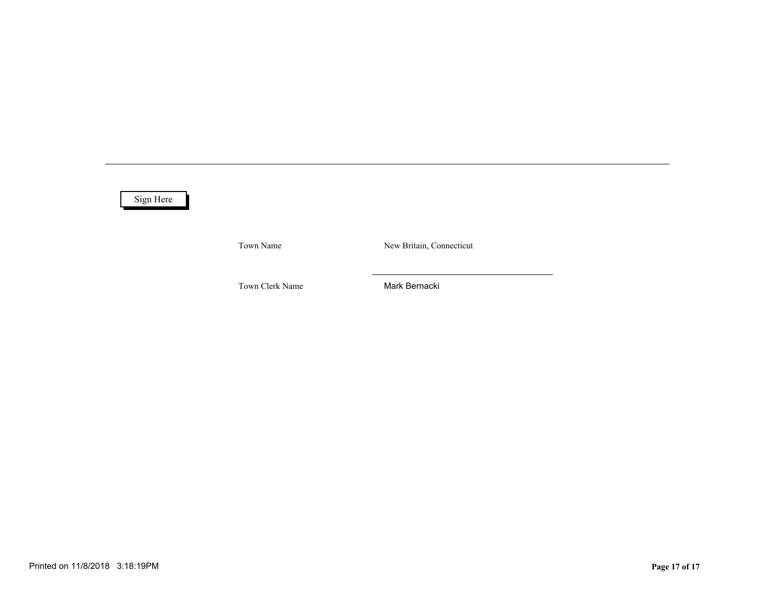---

Sign Here

| | |
|---|---|
| Town Name | New Britain, Connecticut |
| Town Clerk Name | Mark Bernacki |

Printed on 11/8/2018 3:18:19PM